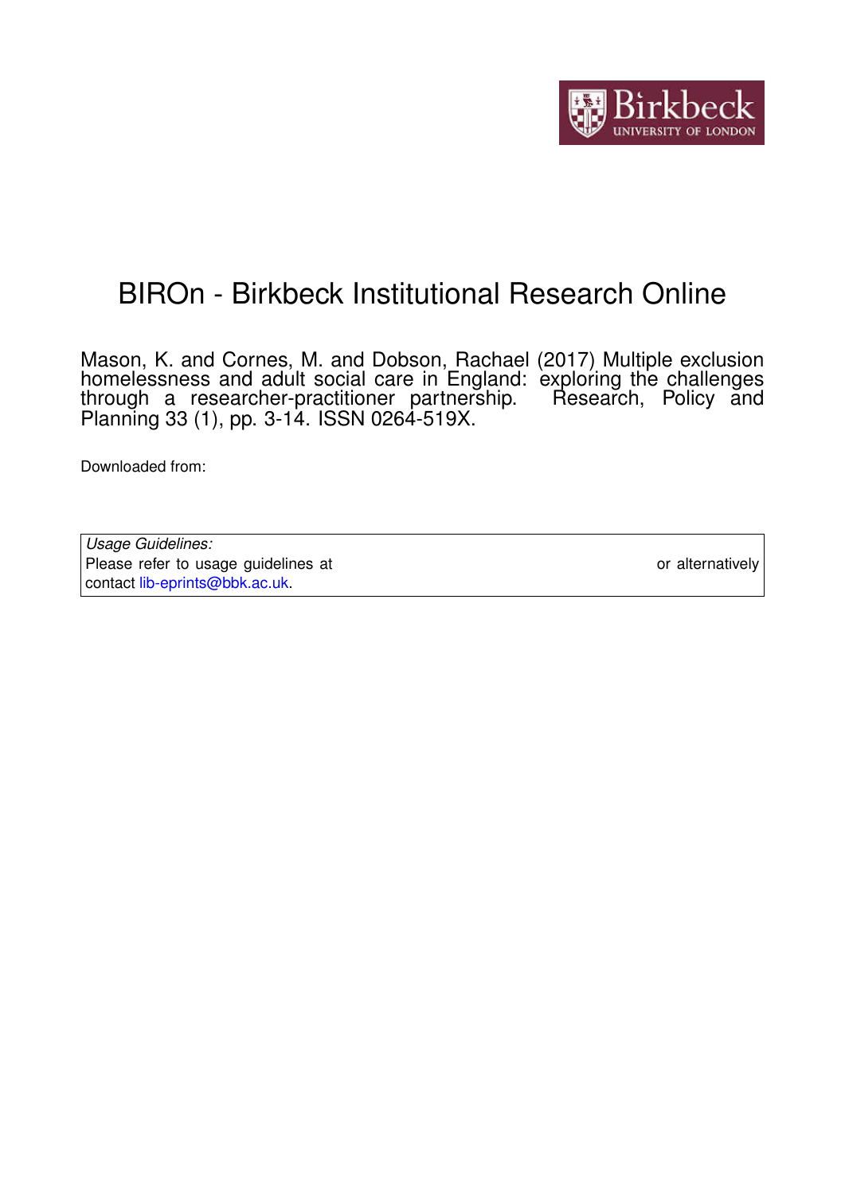# BIROn - Birkbeck Institutional Research Online

Mason, K. and Cornes, M. and Dobson, Rachael (2017) Multiple exclusion homelessness and adult social care in England: exploring the challenges through a researcher-practitioner partnership. Research, Policy and Planning 33 (1), pp. 3-14. ISSN 0264-519X.

Downloaded from:

*Usage Guidelines:*
Please refer to usage guidelines at or alternatively contact lib-eprints@bbk.ac.uk.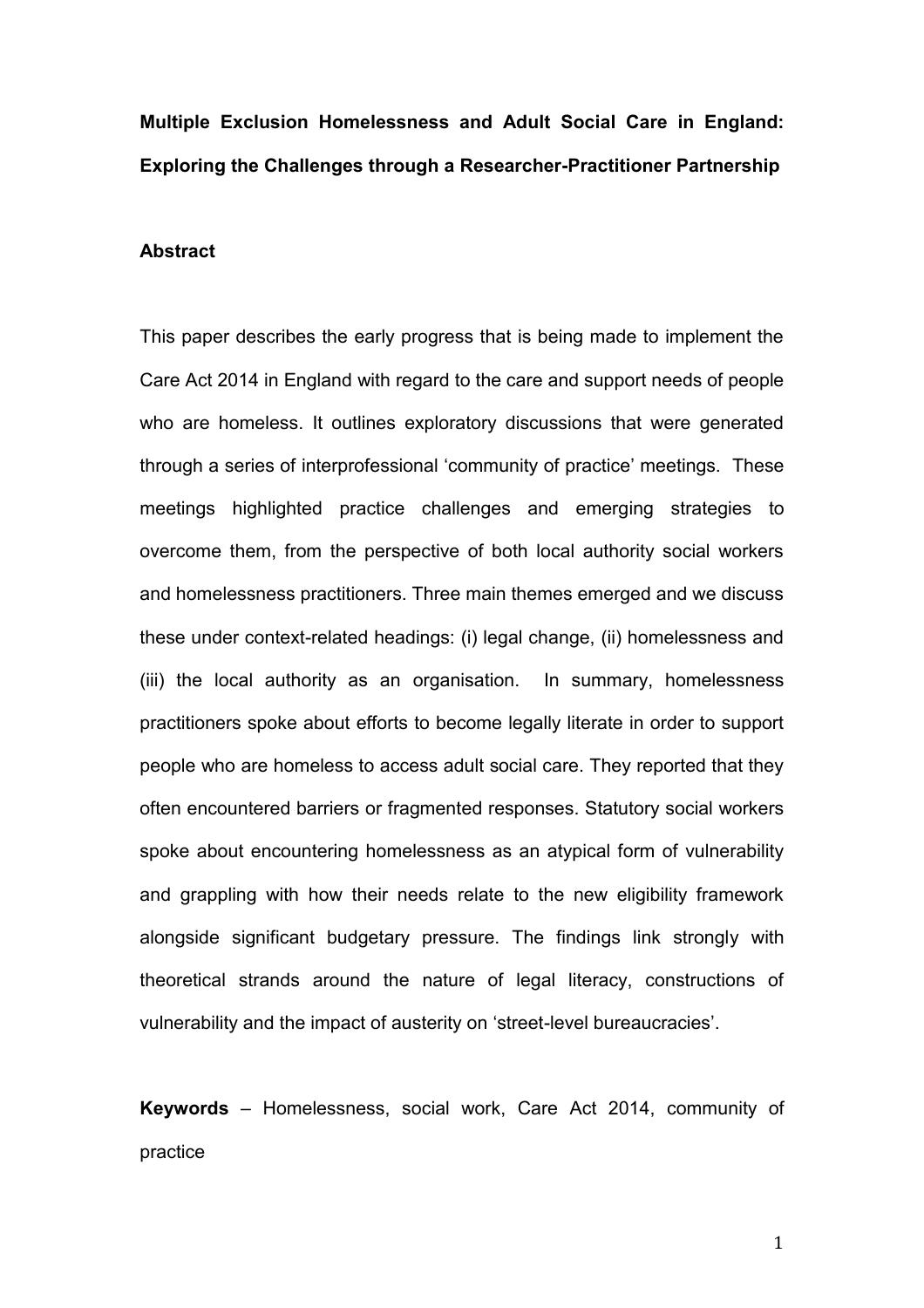**Multiple Exclusion Homelessness and Adult Social Care in England: Exploring the Challenges through a Researcher-Practitioner Partnership**

**Abstract**

This paper describes the early progress that is being made to implement the Care Act 2014 in England with regard to the care and support needs of people who are homeless. It outlines exploratory discussions that were generated through a series of interprofessional 'community of practice' meetings. These meetings highlighted practice challenges and emerging strategies to overcome them, from the perspective of both local authority social workers and homelessness practitioners. Three main themes emerged and we discuss these under context-related headings: (i) legal change, (ii) homelessness and (iii) the local authority as an organisation. In summary, homelessness practitioners spoke about efforts to become legally literate in order to support people who are homeless to access adult social care. They reported that they often encountered barriers or fragmented responses. Statutory social workers spoke about encountering homelessness as an atypical form of vulnerability and grappling with how their needs relate to the new eligibility framework alongside significant budgetary pressure. The findings link strongly with theoretical strands around the nature of legal literacy, constructions of vulnerability and the impact of austerity on 'street-level bureaucracies'.

**Keywords** – Homelessness, social work, Care Act 2014, community of practice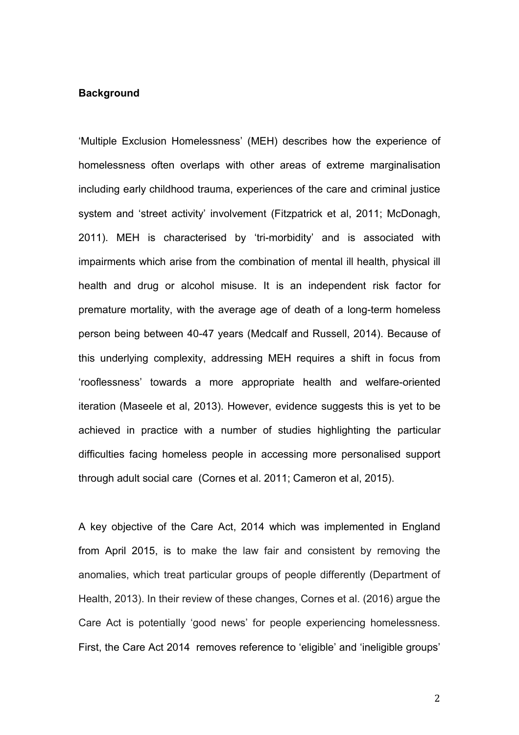**Background**

'Multiple Exclusion Homelessness' (MEH) describes how the experience of homelessness often overlaps with other areas of extreme marginalisation including early childhood trauma, experiences of the care and criminal justice system and 'street activity' involvement (Fitzpatrick et al, 2011; McDonagh, 2011). MEH is characterised by 'tri-morbidity' and is associated with impairments which arise from the combination of mental ill health, physical ill health and drug or alcohol misuse. It is an independent risk factor for premature mortality, with the average age of death of a long-term homeless person being between 40-47 years (Medcalf and Russell, 2014). Because of this underlying complexity, addressing MEH requires a shift in focus from 'rooflessness' towards a more appropriate health and welfare-oriented iteration (Maseele et al, 2013). However, evidence suggests this is yet to be achieved in practice with a number of studies highlighting the particular difficulties facing homeless people in accessing more personalised support through adult social care (Cornes et al. 2011; Cameron et al, 2015).

A key objective of the Care Act, 2014 which was implemented in England from April 2015, is to make the law fair and consistent by removing the anomalies, which treat particular groups of people differently (Department of Health, 2013). In their review of these changes, Cornes et al. (2016) argue the Care Act is potentially 'good news' for people experiencing homelessness. First, the Care Act 2014 removes reference to 'eligible' and 'ineligible groups'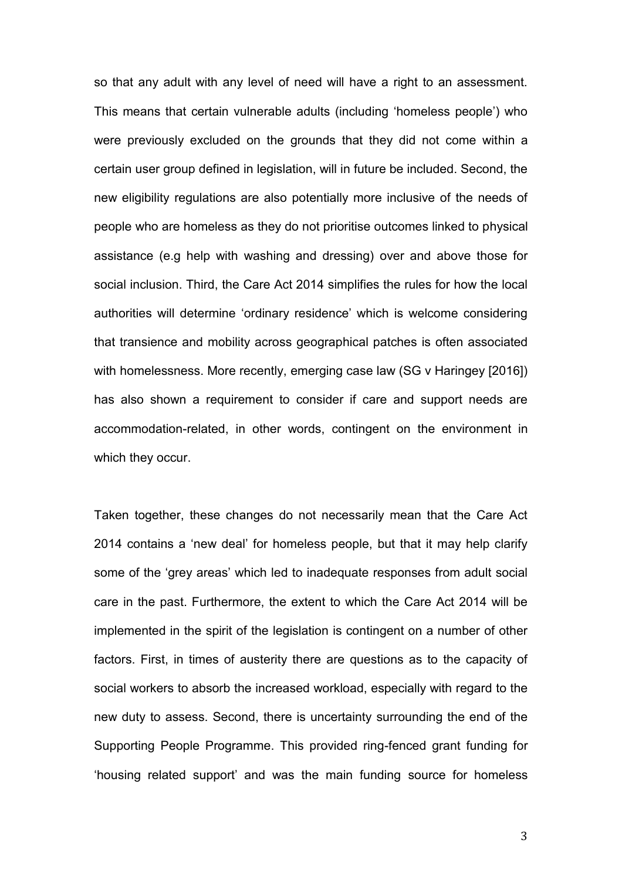so that any adult with any level of need will have a right to an assessment. This means that certain vulnerable adults (including 'homeless people') who were previously excluded on the grounds that they did not come within a certain user group defined in legislation, will in future be included. Second, the new eligibility regulations are also potentially more inclusive of the needs of people who are homeless as they do not prioritise outcomes linked to physical assistance (e.g help with washing and dressing) over and above those for social inclusion. Third, the Care Act 2014 simplifies the rules for how the local authorities will determine 'ordinary residence' which is welcome considering that transience and mobility across geographical patches is often associated with homelessness. More recently, emerging case law (SG v Haringey [2016]) has also shown a requirement to consider if care and support needs are accommodation-related, in other words, contingent on the environment in which they occur.

Taken together, these changes do not necessarily mean that the Care Act 2014 contains a 'new deal' for homeless people, but that it may help clarify some of the 'grey areas' which led to inadequate responses from adult social care in the past. Furthermore, the extent to which the Care Act 2014 will be implemented in the spirit of the legislation is contingent on a number of other factors. First, in times of austerity there are questions as to the capacity of social workers to absorb the increased workload, especially with regard to the new duty to assess. Second, there is uncertainty surrounding the end of the Supporting People Programme. This provided ring-fenced grant funding for 'housing related support' and was the main funding source for homeless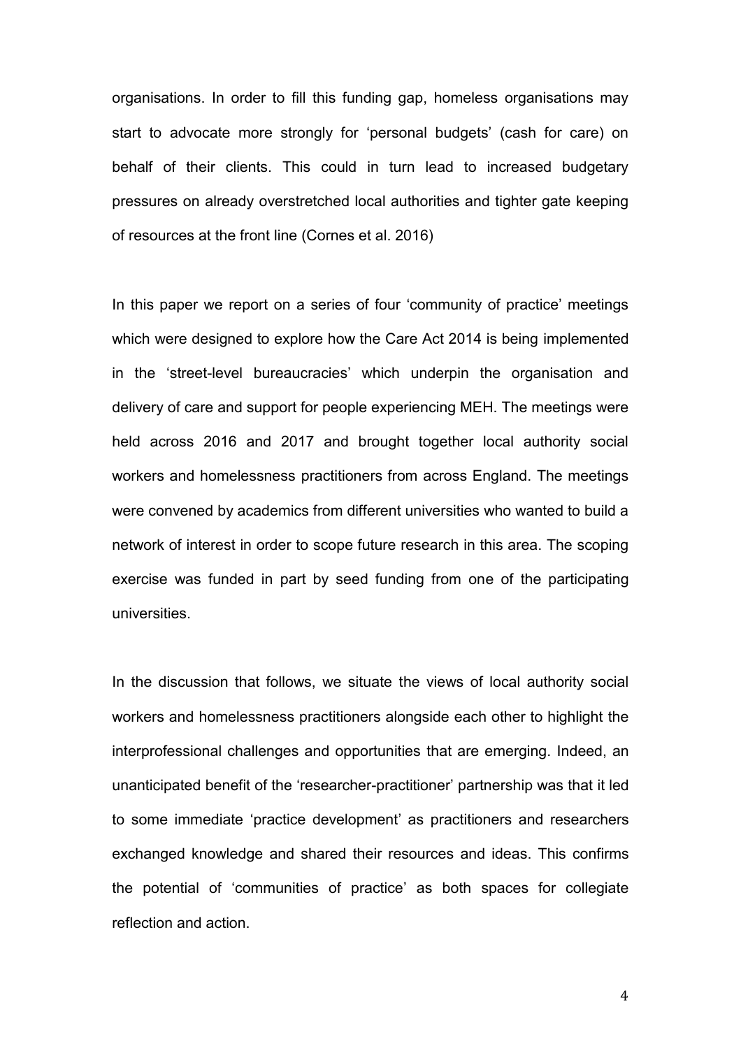organisations. In order to fill this funding gap, homeless organisations may start to advocate more strongly for 'personal budgets' (cash for care) on behalf of their clients. This could in turn lead to increased budgetary pressures on already overstretched local authorities and tighter gate keeping of resources at the front line (Cornes et al. 2016)

In this paper we report on a series of four 'community of practice' meetings which were designed to explore how the Care Act 2014 is being implemented in the 'street-level bureaucracies' which underpin the organisation and delivery of care and support for people experiencing MEH. The meetings were held across 2016 and 2017 and brought together local authority social workers and homelessness practitioners from across England. The meetings were convened by academics from different universities who wanted to build a network of interest in order to scope future research in this area. The scoping exercise was funded in part by seed funding from one of the participating universities.

In the discussion that follows, we situate the views of local authority social workers and homelessness practitioners alongside each other to highlight the interprofessional challenges and opportunities that are emerging. Indeed, an unanticipated benefit of the 'researcher-practitioner' partnership was that it led to some immediate 'practice development' as practitioners and researchers exchanged knowledge and shared their resources and ideas. This confirms the potential of 'communities of practice' as both spaces for collegiate reflection and action.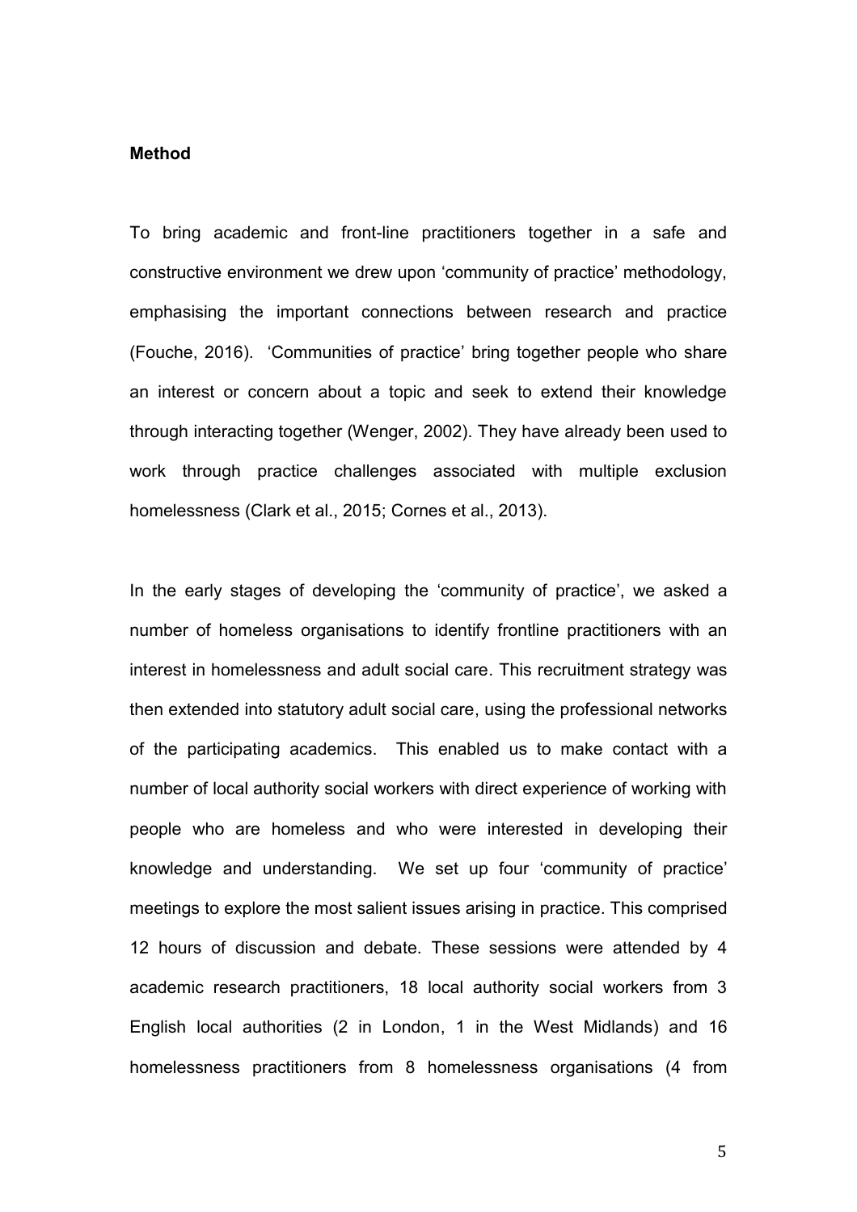**Method**

To bring academic and front-line practitioners together in a safe and constructive environment we drew upon 'community of practice' methodology, emphasising the important connections between research and practice (Fouche, 2016). 'Communities of practice' bring together people who share an interest or concern about a topic and seek to extend their knowledge through interacting together (Wenger, 2002). They have already been used to work through practice challenges associated with multiple exclusion homelessness (Clark et al., 2015; Cornes et al., 2013).

In the early stages of developing the 'community of practice', we asked a number of homeless organisations to identify frontline practitioners with an interest in homelessness and adult social care. This recruitment strategy was then extended into statutory adult social care, using the professional networks of the participating academics. This enabled us to make contact with a number of local authority social workers with direct experience of working with people who are homeless and who were interested in developing their knowledge and understanding. We set up four 'community of practice' meetings to explore the most salient issues arising in practice. This comprised 12 hours of discussion and debate. These sessions were attended by 4 academic research practitioners, 18 local authority social workers from 3 English local authorities (2 in London, 1 in the West Midlands) and 16 homelessness practitioners from 8 homelessness organisations (4 from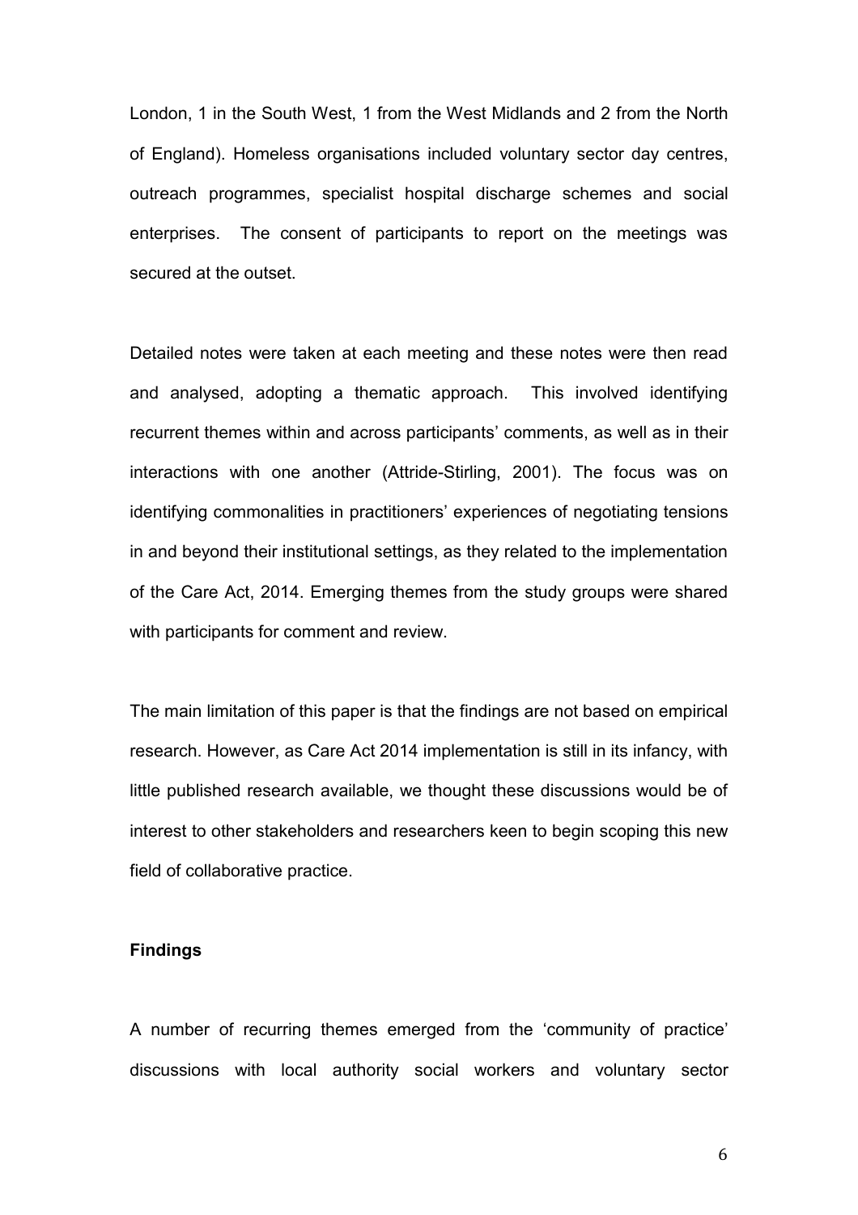London, 1 in the South West, 1 from the West Midlands and 2 from the North of England). Homeless organisations included voluntary sector day centres, outreach programmes, specialist hospital discharge schemes and social enterprises. The consent of participants to report on the meetings was secured at the outset.

Detailed notes were taken at each meeting and these notes were then read and analysed, adopting a thematic approach. This involved identifying recurrent themes within and across participants' comments, as well as in their interactions with one another (Attride-Stirling, 2001). The focus was on identifying commonalities in practitioners' experiences of negotiating tensions in and beyond their institutional settings, as they related to the implementation of the Care Act, 2014. Emerging themes from the study groups were shared with participants for comment and review.

The main limitation of this paper is that the findings are not based on empirical research. However, as Care Act 2014 implementation is still in its infancy, with little published research available, we thought these discussions would be of interest to other stakeholders and researchers keen to begin scoping this new field of collaborative practice.

**Findings**

A number of recurring themes emerged from the 'community of practice' discussions with local authority social workers and voluntary sector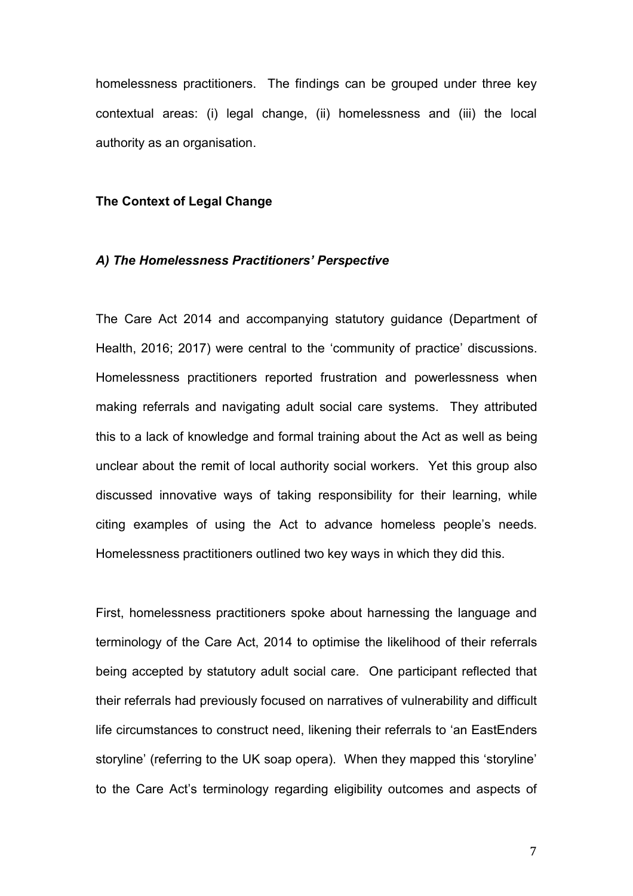homelessness practitioners. The findings can be grouped under three key contextual areas: (i) legal change, (ii) homelessness and (iii) the local authority as an organisation.

## The Context of Legal Change

### *A) The Homelessness Practitioners' Perspective*

The Care Act 2014 and accompanying statutory guidance (Department of Health, 2016; 2017) were central to the 'community of practice' discussions. Homelessness practitioners reported frustration and powerlessness when making referrals and navigating adult social care systems. They attributed this to a lack of knowledge and formal training about the Act as well as being unclear about the remit of local authority social workers. Yet this group also discussed innovative ways of taking responsibility for their learning, while citing examples of using the Act to advance homeless people's needs. Homelessness practitioners outlined two key ways in which they did this.

First, homelessness practitioners spoke about harnessing the language and terminology of the Care Act, 2014 to optimise the likelihood of their referrals being accepted by statutory adult social care. One participant reflected that their referrals had previously focused on narratives of vulnerability and difficult life circumstances to construct need, likening their referrals to 'an EastEnders storyline' (referring to the UK soap opera). When they mapped this 'storyline' to the Care Act's terminology regarding eligibility outcomes and aspects of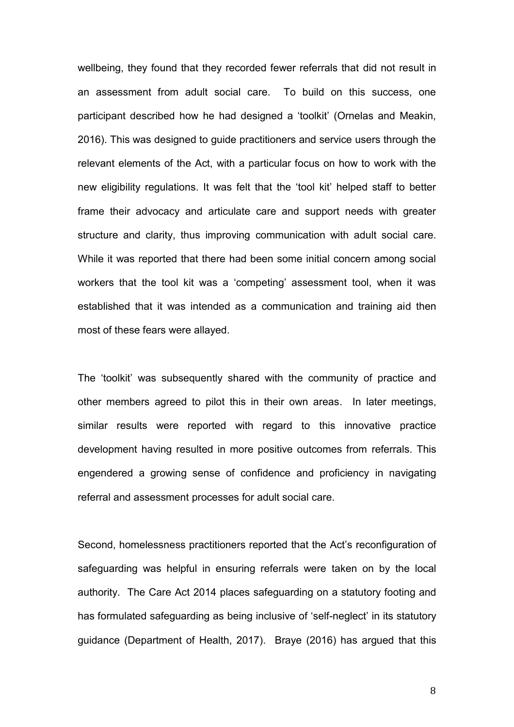wellbeing, they found that they recorded fewer referrals that did not result in an assessment from adult social care. To build on this success, one participant described how he had designed a 'toolkit' (Ornelas and Meakin, 2016). This was designed to guide practitioners and service users through the relevant elements of the Act, with a particular focus on how to work with the new eligibility regulations. It was felt that the 'tool kit' helped staff to better frame their advocacy and articulate care and support needs with greater structure and clarity, thus improving communication with adult social care. While it was reported that there had been some initial concern among social workers that the tool kit was a 'competing' assessment tool, when it was established that it was intended as a communication and training aid then most of these fears were allayed.

The 'toolkit' was subsequently shared with the community of practice and other members agreed to pilot this in their own areas. In later meetings, similar results were reported with regard to this innovative practice development having resulted in more positive outcomes from referrals. This engendered a growing sense of confidence and proficiency in navigating referral and assessment processes for adult social care.

Second, homelessness practitioners reported that the Act's reconfiguration of safeguarding was helpful in ensuring referrals were taken on by the local authority. The Care Act 2014 places safeguarding on a statutory footing and has formulated safeguarding as being inclusive of 'self-neglect' in its statutory guidance (Department of Health, 2017). Braye (2016) has argued that this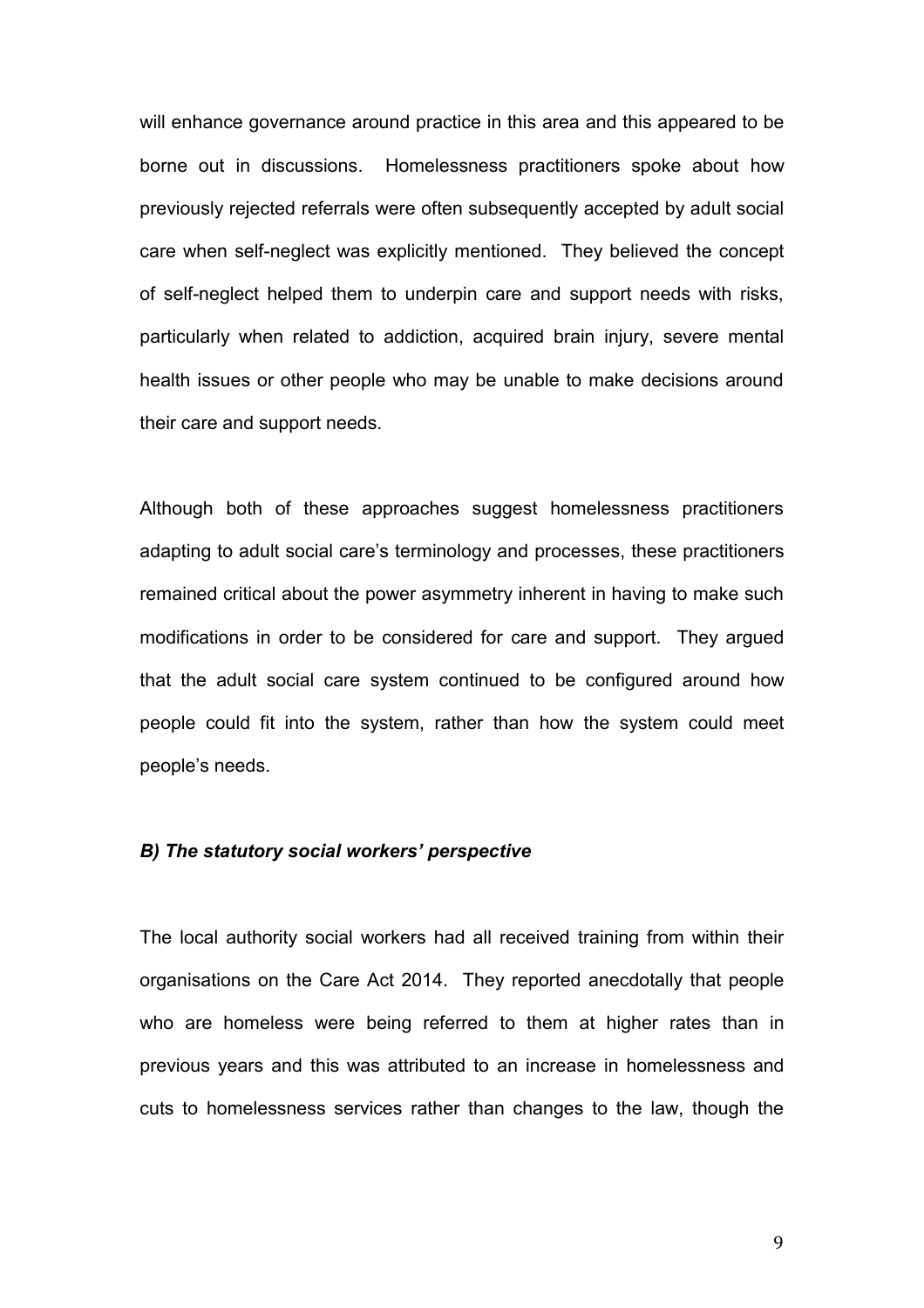will enhance governance around practice in this area and this appeared to be borne out in discussions. Homelessness practitioners spoke about how previously rejected referrals were often subsequently accepted by adult social care when self-neglect was explicitly mentioned. They believed the concept of self-neglect helped them to underpin care and support needs with risks, particularly when related to addiction, acquired brain injury, severe mental health issues or other people who may be unable to make decisions around their care and support needs.

Although both of these approaches suggest homelessness practitioners adapting to adult social care's terminology and processes, these practitioners remained critical about the power asymmetry inherent in having to make such modifications in order to be considered for care and support. They argued that the adult social care system continued to be configured around how people could fit into the system, rather than how the system could meet people's needs.

### *B) The statutory social workers' perspective*

The local authority social workers had all received training from within their organisations on the Care Act 2014. They reported anecdotally that people who are homeless were being referred to them at higher rates than in previous years and this was attributed to an increase in homelessness and cuts to homelessness services rather than changes to the law, though the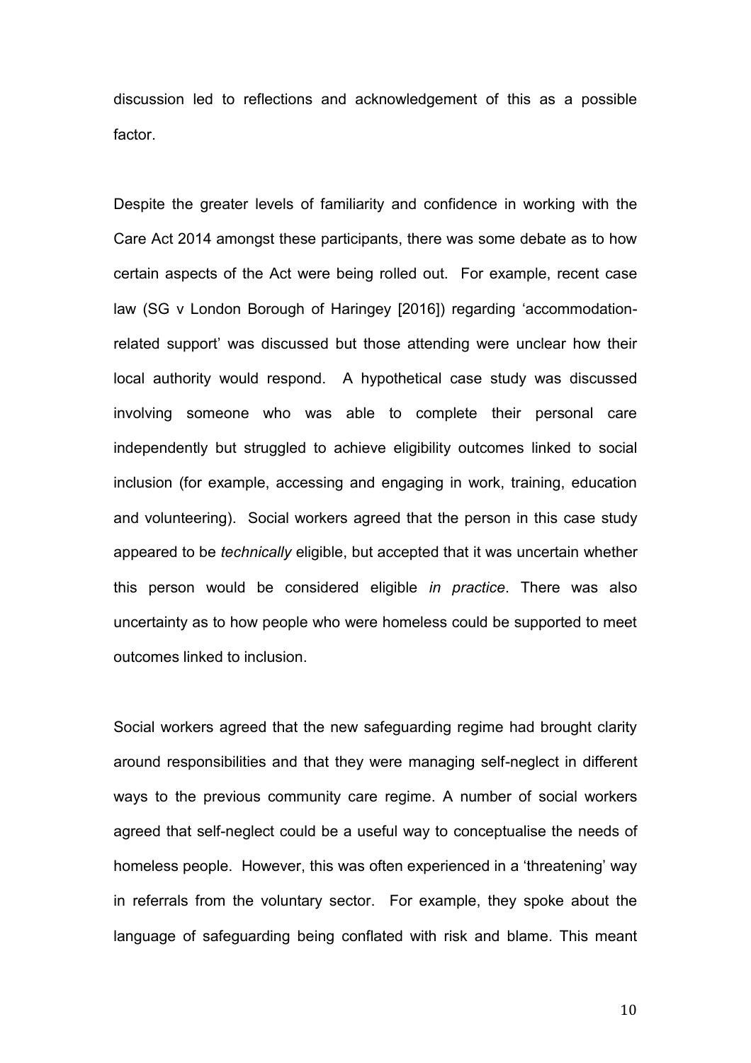discussion led to reflections and acknowledgement of this as a possible factor.

Despite the greater levels of familiarity and confidence in working with the Care Act 2014 amongst these participants, there was some debate as to how certain aspects of the Act were being rolled out. For example, recent case law (SG v London Borough of Haringey [2016]) regarding 'accommodation-related support' was discussed but those attending were unclear how their local authority would respond. A hypothetical case study was discussed involving someone who was able to complete their personal care independently but struggled to achieve eligibility outcomes linked to social inclusion (for example, accessing and engaging in work, training, education and volunteering). Social workers agreed that the person in this case study appeared to be *technically* eligible, but accepted that it was uncertain whether this person would be considered eligible *in practice*. There was also uncertainty as to how people who were homeless could be supported to meet outcomes linked to inclusion.

Social workers agreed that the new safeguarding regime had brought clarity around responsibilities and that they were managing self-neglect in different ways to the previous community care regime. A number of social workers agreed that self-neglect could be a useful way to conceptualise the needs of homeless people. However, this was often experienced in a 'threatening' way in referrals from the voluntary sector. For example, they spoke about the language of safeguarding being conflated with risk and blame. This meant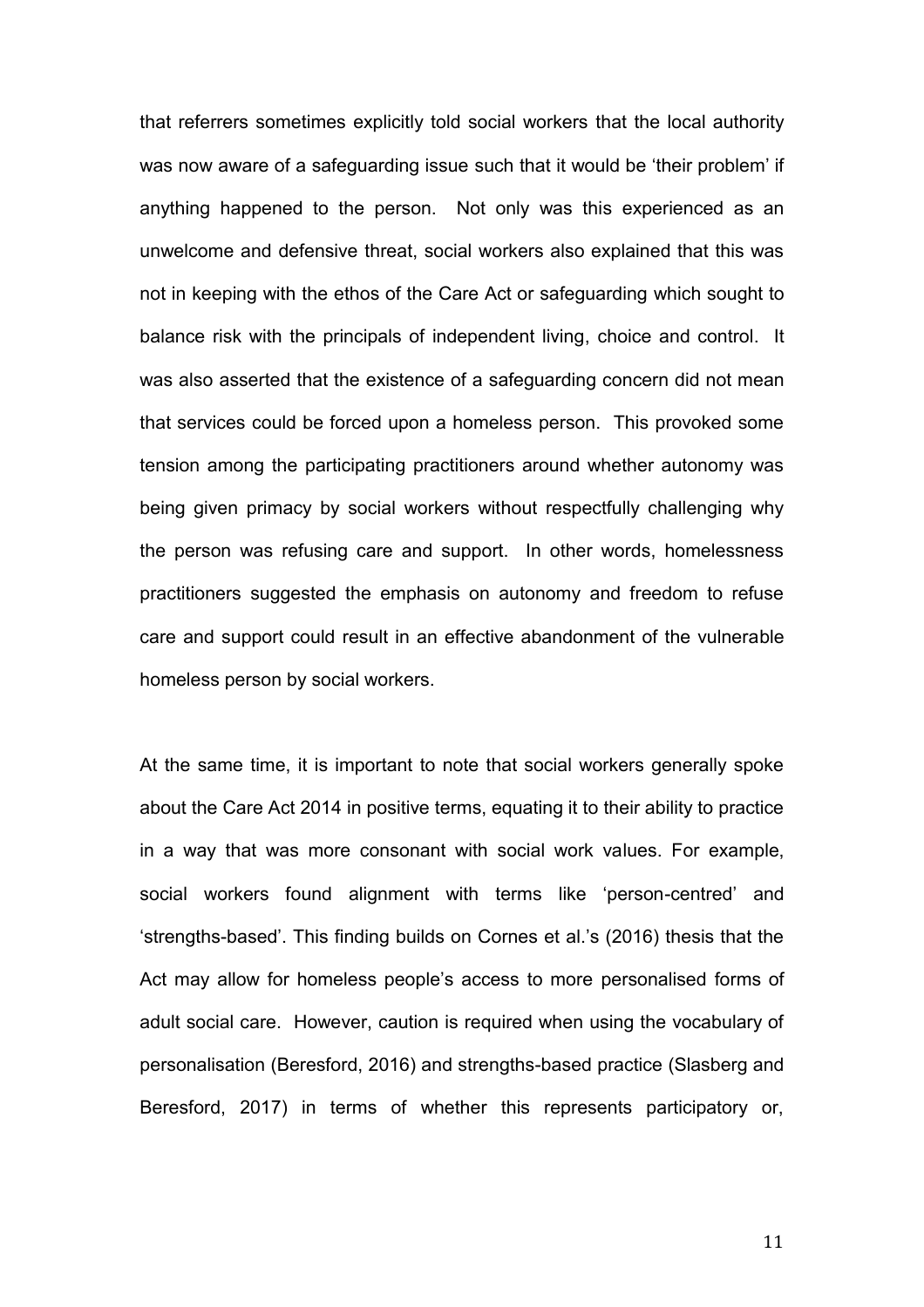that referrers sometimes explicitly told social workers that the local authority was now aware of a safeguarding issue such that it would be 'their problem' if anything happened to the person. Not only was this experienced as an unwelcome and defensive threat, social workers also explained that this was not in keeping with the ethos of the Care Act or safeguarding which sought to balance risk with the principals of independent living, choice and control. It was also asserted that the existence of a safeguarding concern did not mean that services could be forced upon a homeless person. This provoked some tension among the participating practitioners around whether autonomy was being given primacy by social workers without respectfully challenging why the person was refusing care and support. In other words, homelessness practitioners suggested the emphasis on autonomy and freedom to refuse care and support could result in an effective abandonment of the vulnerable homeless person by social workers.

At the same time, it is important to note that social workers generally spoke about the Care Act 2014 in positive terms, equating it to their ability to practice in a way that was more consonant with social work values. For example, social workers found alignment with terms like 'person-centred' and 'strengths-based'. This finding builds on Cornes et al.'s (2016) thesis that the Act may allow for homeless people's access to more personalised forms of adult social care. However, caution is required when using the vocabulary of personalisation (Beresford, 2016) and strengths-based practice (Slasberg and Beresford, 2017) in terms of whether this represents participatory or,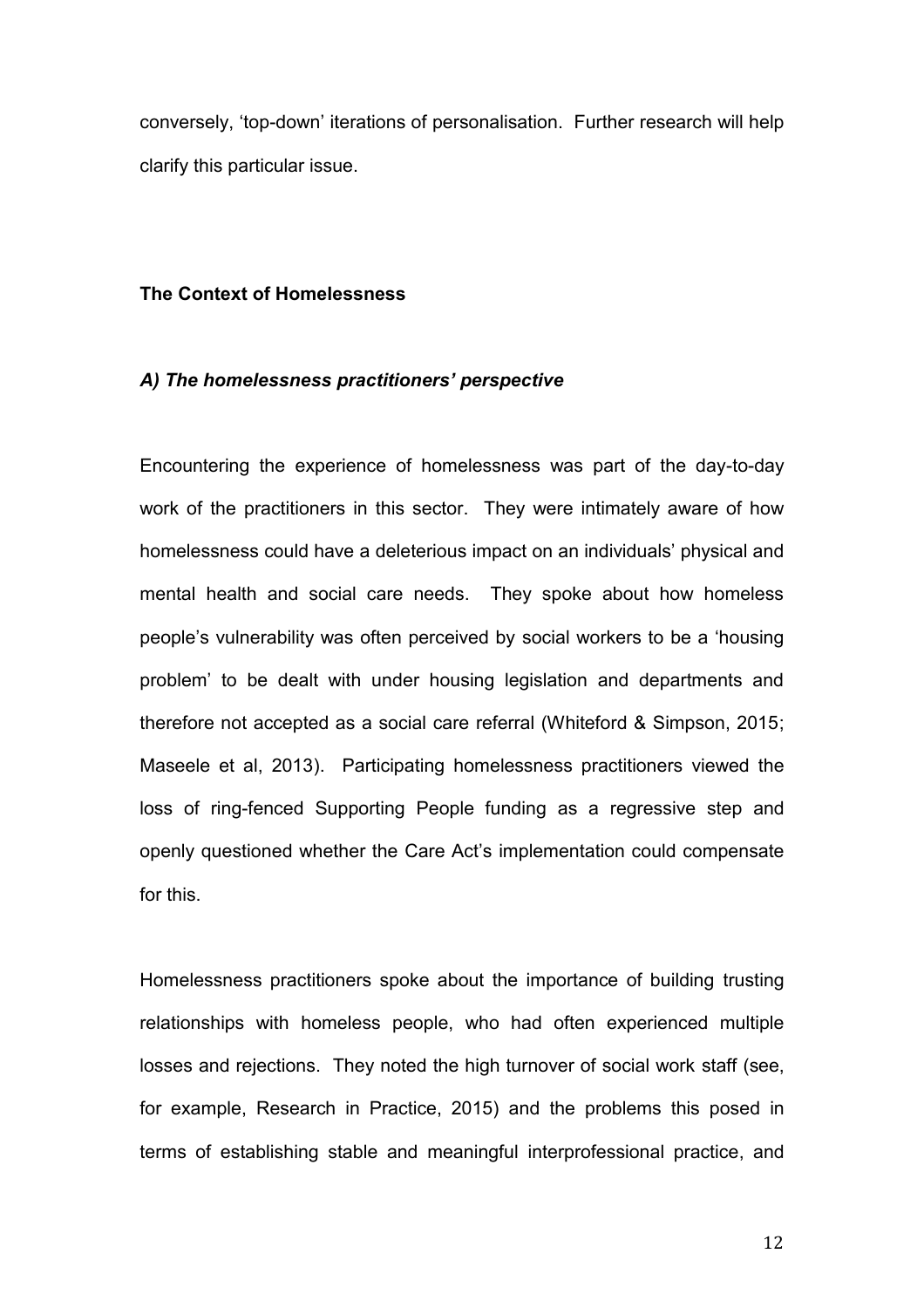conversely, 'top-down' iterations of personalisation. Further research will help clarify this particular issue.

## The Context of Homelessness

### *A) The homelessness practitioners' perspective*

Encountering the experience of homelessness was part of the day-to-day work of the practitioners in this sector. They were intimately aware of how homelessness could have a deleterious impact on an individuals' physical and mental health and social care needs. They spoke about how homeless people's vulnerability was often perceived by social workers to be a 'housing problem' to be dealt with under housing legislation and departments and therefore not accepted as a social care referral (Whiteford & Simpson, 2015; Maseele et al, 2013). Participating homelessness practitioners viewed the loss of ring-fenced Supporting People funding as a regressive step and openly questioned whether the Care Act's implementation could compensate for this.

Homelessness practitioners spoke about the importance of building trusting relationships with homeless people, who had often experienced multiple losses and rejections. They noted the high turnover of social work staff (see, for example, Research in Practice, 2015) and the problems this posed in terms of establishing stable and meaningful interprofessional practice, and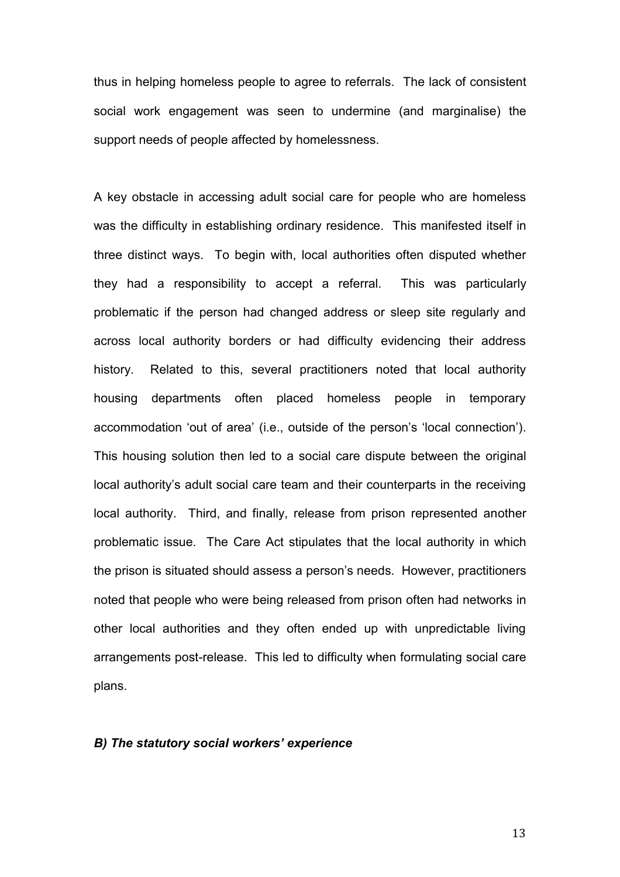thus in helping homeless people to agree to referrals. The lack of consistent social work engagement was seen to undermine (and marginalise) the support needs of people affected by homelessness.

A key obstacle in accessing adult social care for people who are homeless was the difficulty in establishing ordinary residence. This manifested itself in three distinct ways. To begin with, local authorities often disputed whether they had a responsibility to accept a referral. This was particularly problematic if the person had changed address or sleep site regularly and across local authority borders or had difficulty evidencing their address history. Related to this, several practitioners noted that local authority housing departments often placed homeless people in temporary accommodation 'out of area' (i.e., outside of the person's 'local connection'). This housing solution then led to a social care dispute between the original local authority's adult social care team and their counterparts in the receiving local authority. Third, and finally, release from prison represented another problematic issue. The Care Act stipulates that the local authority in which the prison is situated should assess a person's needs. However, practitioners noted that people who were being released from prison often had networks in other local authorities and they often ended up with unpredictable living arrangements post-release. This led to difficulty when formulating social care plans.

#### *B) The statutory social workers' experience*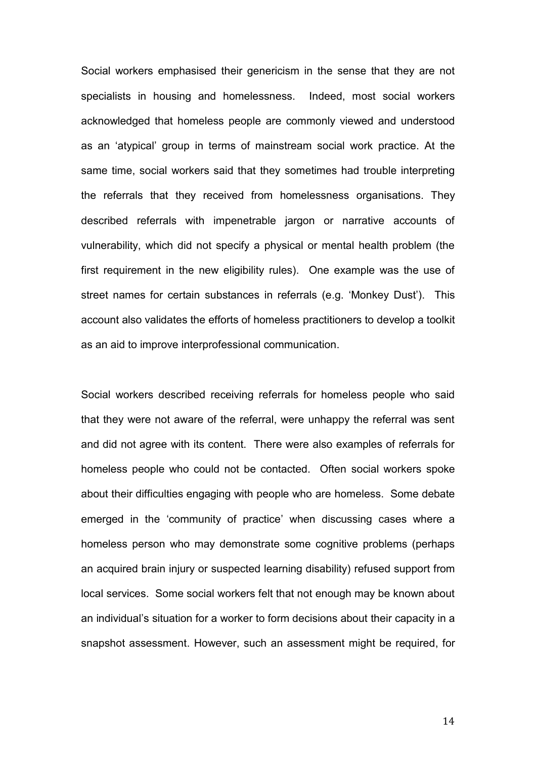Social workers emphasised their genericism in the sense that they are not specialists in housing and homelessness. Indeed, most social workers acknowledged that homeless people are commonly viewed and understood as an 'atypical' group in terms of mainstream social work practice. At the same time, social workers said that they sometimes had trouble interpreting the referrals that they received from homelessness organisations. They described referrals with impenetrable jargon or narrative accounts of vulnerability, which did not specify a physical or mental health problem (the first requirement in the new eligibility rules). One example was the use of street names for certain substances in referrals (e.g. 'Monkey Dust'). This account also validates the efforts of homeless practitioners to develop a toolkit as an aid to improve interprofessional communication.

Social workers described receiving referrals for homeless people who said that they were not aware of the referral, were unhappy the referral was sent and did not agree with its content. There were also examples of referrals for homeless people who could not be contacted. Often social workers spoke about their difficulties engaging with people who are homeless. Some debate emerged in the 'community of practice' when discussing cases where a homeless person who may demonstrate some cognitive problems (perhaps an acquired brain injury or suspected learning disability) refused support from local services. Some social workers felt that not enough may be known about an individual's situation for a worker to form decisions about their capacity in a snapshot assessment. However, such an assessment might be required, for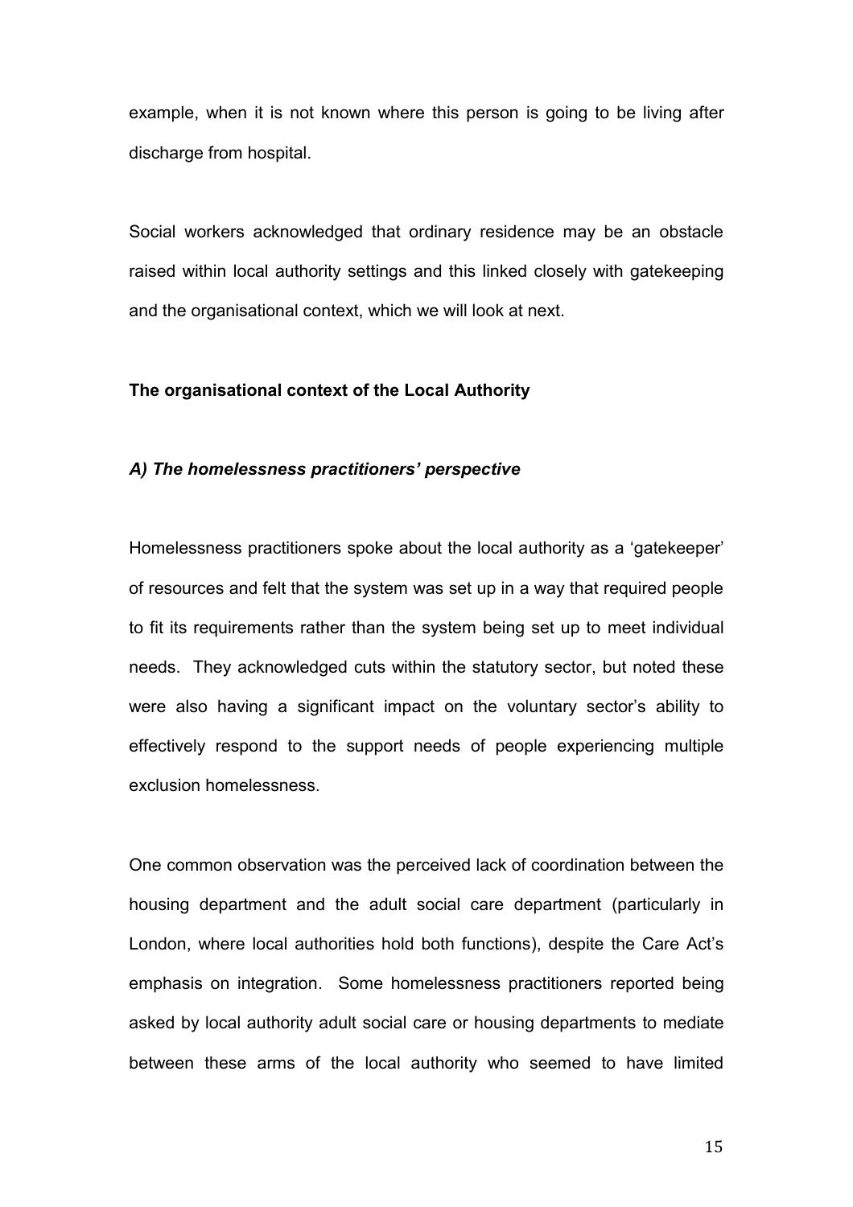example, when it is not known where this person is going to be living after discharge from hospital.

Social workers acknowledged that ordinary residence may be an obstacle raised within local authority settings and this linked closely with gatekeeping and the organisational context, which we will look at next.

**The organisational context of the Local Authority**

***A) The homelessness practitioners' perspective***

Homelessness practitioners spoke about the local authority as a 'gatekeeper' of resources and felt that the system was set up in a way that required people to fit its requirements rather than the system being set up to meet individual needs. They acknowledged cuts within the statutory sector, but noted these were also having a significant impact on the voluntary sector's ability to effectively respond to the support needs of people experiencing multiple exclusion homelessness.

One common observation was the perceived lack of coordination between the housing department and the adult social care department (particularly in London, where local authorities hold both functions), despite the Care Act's emphasis on integration. Some homelessness practitioners reported being asked by local authority adult social care or housing departments to mediate between these arms of the local authority who seemed to have limited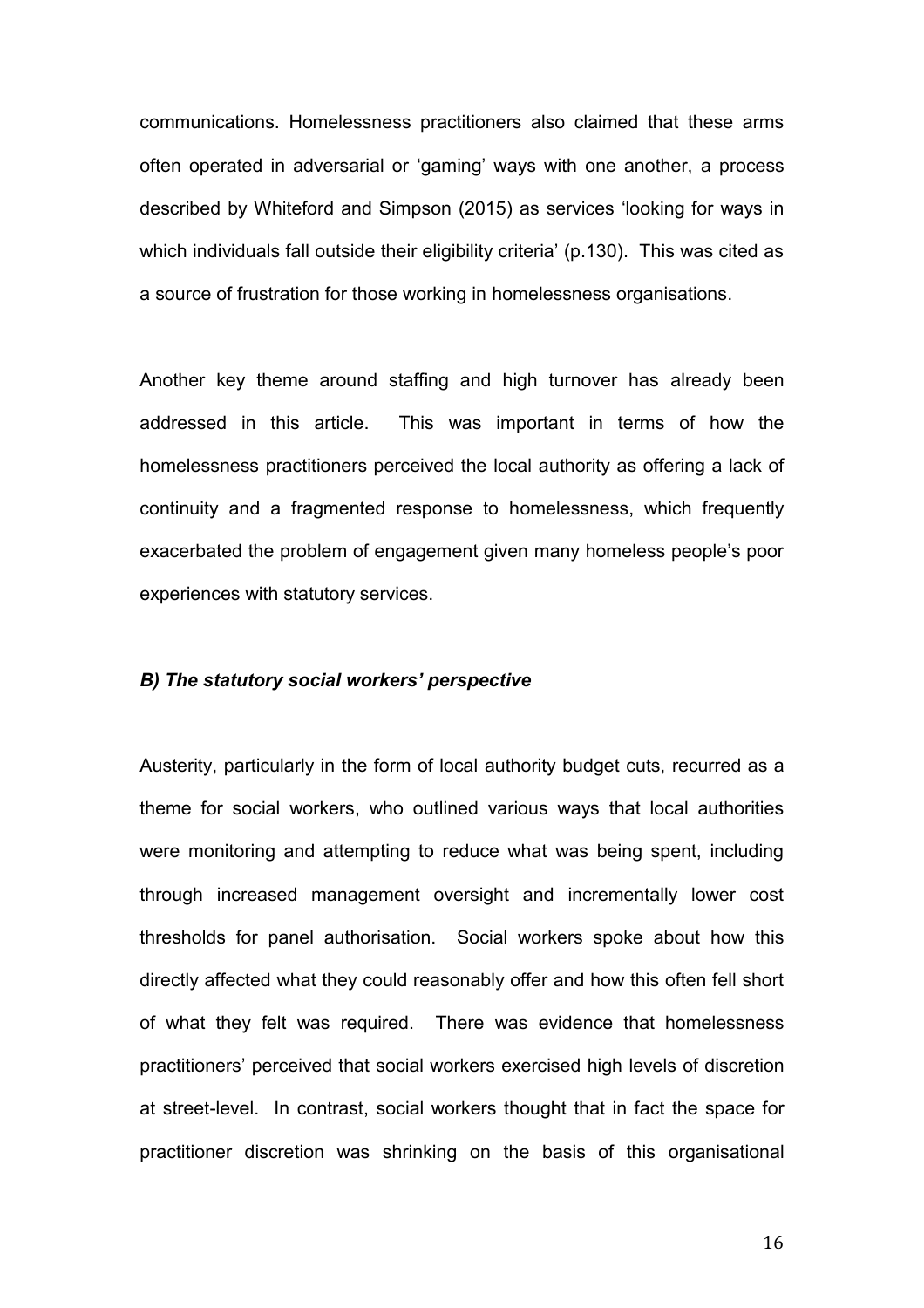communications. Homelessness practitioners also claimed that these arms often operated in adversarial or 'gaming' ways with one another, a process described by Whiteford and Simpson (2015) as services 'looking for ways in which individuals fall outside their eligibility criteria' (p.130). This was cited as a source of frustration for those working in homelessness organisations.

Another key theme around staffing and high turnover has already been addressed in this article. This was important in terms of how the homelessness practitioners perceived the local authority as offering a lack of continuity and a fragmented response to homelessness, which frequently exacerbated the problem of engagement given many homeless people's poor experiences with statutory services.

### *B) The statutory social workers' perspective*

Austerity, particularly in the form of local authority budget cuts, recurred as a theme for social workers, who outlined various ways that local authorities were monitoring and attempting to reduce what was being spent, including through increased management oversight and incrementally lower cost thresholds for panel authorisation. Social workers spoke about how this directly affected what they could reasonably offer and how this often fell short of what they felt was required. There was evidence that homelessness practitioners' perceived that social workers exercised high levels of discretion at street-level. In contrast, social workers thought that in fact the space for practitioner discretion was shrinking on the basis of this organisational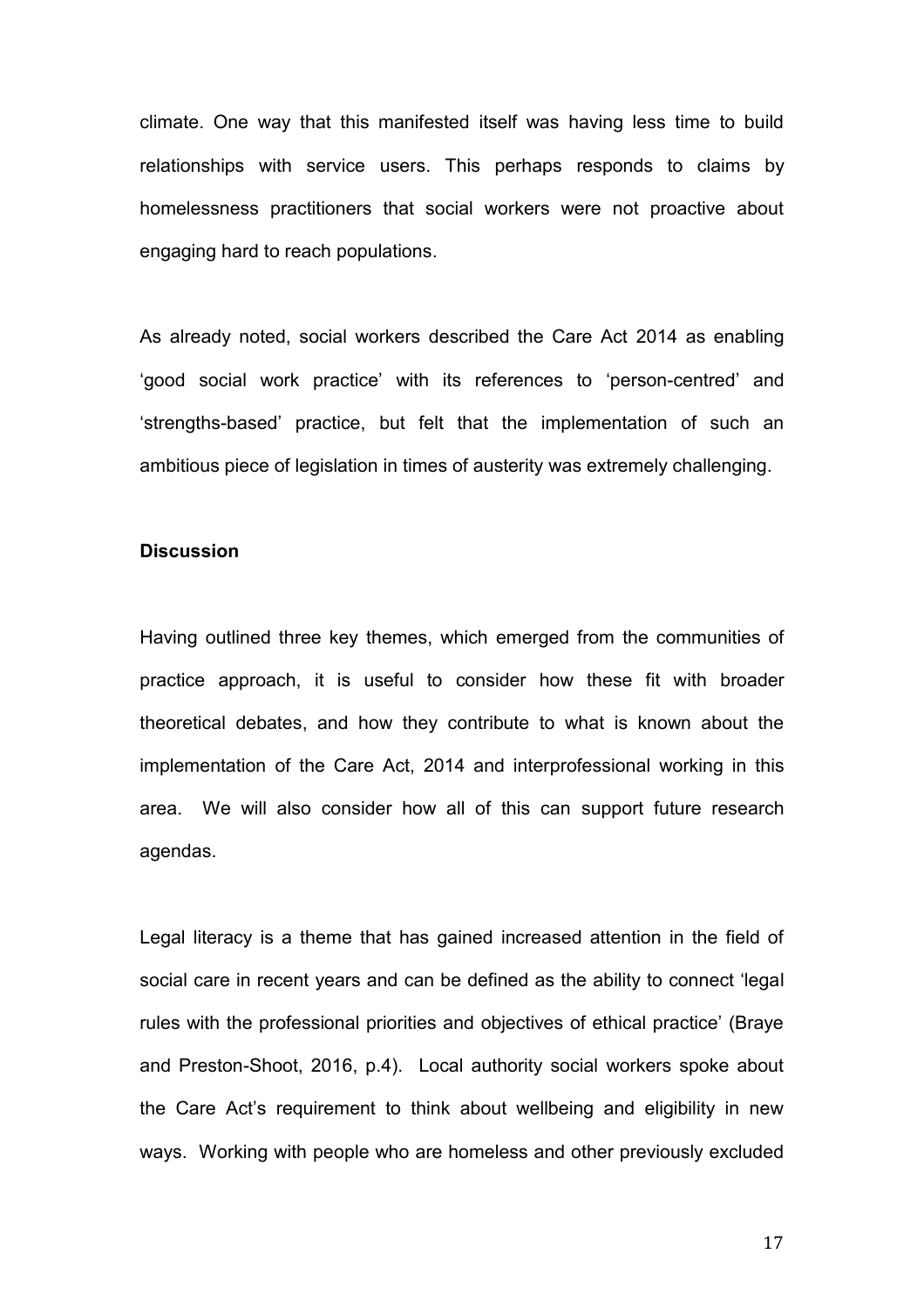climate. One way that this manifested itself was having less time to build relationships with service users. This perhaps responds to claims by homelessness practitioners that social workers were not proactive about engaging hard to reach populations.

As already noted, social workers described the Care Act 2014 as enabling 'good social work practice' with its references to 'person-centred' and 'strengths-based' practice, but felt that the implementation of such an ambitious piece of legislation in times of austerity was extremely challenging.

**Discussion**

Having outlined three key themes, which emerged from the communities of practice approach, it is useful to consider how these fit with broader theoretical debates, and how they contribute to what is known about the implementation of the Care Act, 2014 and interprofessional working in this area. We will also consider how all of this can support future research agendas.

Legal literacy is a theme that has gained increased attention in the field of social care in recent years and can be defined as the ability to connect 'legal rules with the professional priorities and objectives of ethical practice' (Braye and Preston-Shoot, 2016, p.4). Local authority social workers spoke about the Care Act's requirement to think about wellbeing and eligibility in new ways. Working with people who are homeless and other previously excluded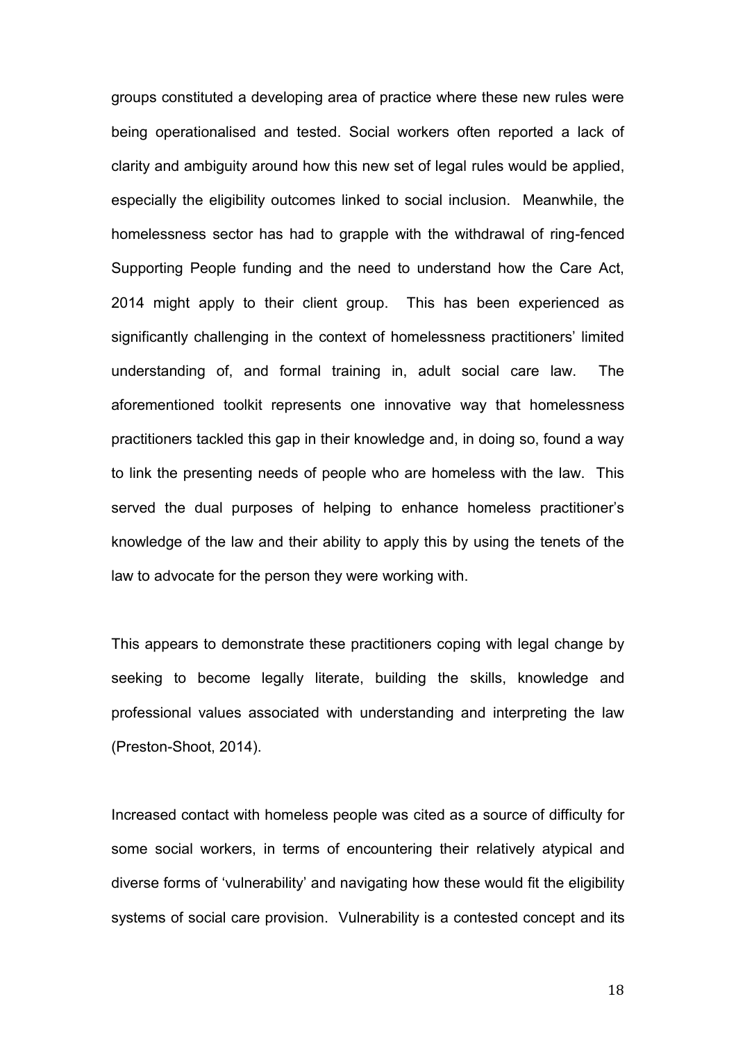groups constituted a developing area of practice where these new rules were being operationalised and tested. Social workers often reported a lack of clarity and ambiguity around how this new set of legal rules would be applied, especially the eligibility outcomes linked to social inclusion. Meanwhile, the homelessness sector has had to grapple with the withdrawal of ring-fenced Supporting People funding and the need to understand how the Care Act, 2014 might apply to their client group. This has been experienced as significantly challenging in the context of homelessness practitioners' limited understanding of, and formal training in, adult social care law. The aforementioned toolkit represents one innovative way that homelessness practitioners tackled this gap in their knowledge and, in doing so, found a way to link the presenting needs of people who are homeless with the law. This served the dual purposes of helping to enhance homeless practitioner's knowledge of the law and their ability to apply this by using the tenets of the law to advocate for the person they were working with.

This appears to demonstrate these practitioners coping with legal change by seeking to become legally literate, building the skills, knowledge and professional values associated with understanding and interpreting the law (Preston-Shoot, 2014).

Increased contact with homeless people was cited as a source of difficulty for some social workers, in terms of encountering their relatively atypical and diverse forms of 'vulnerability' and navigating how these would fit the eligibility systems of social care provision. Vulnerability is a contested concept and its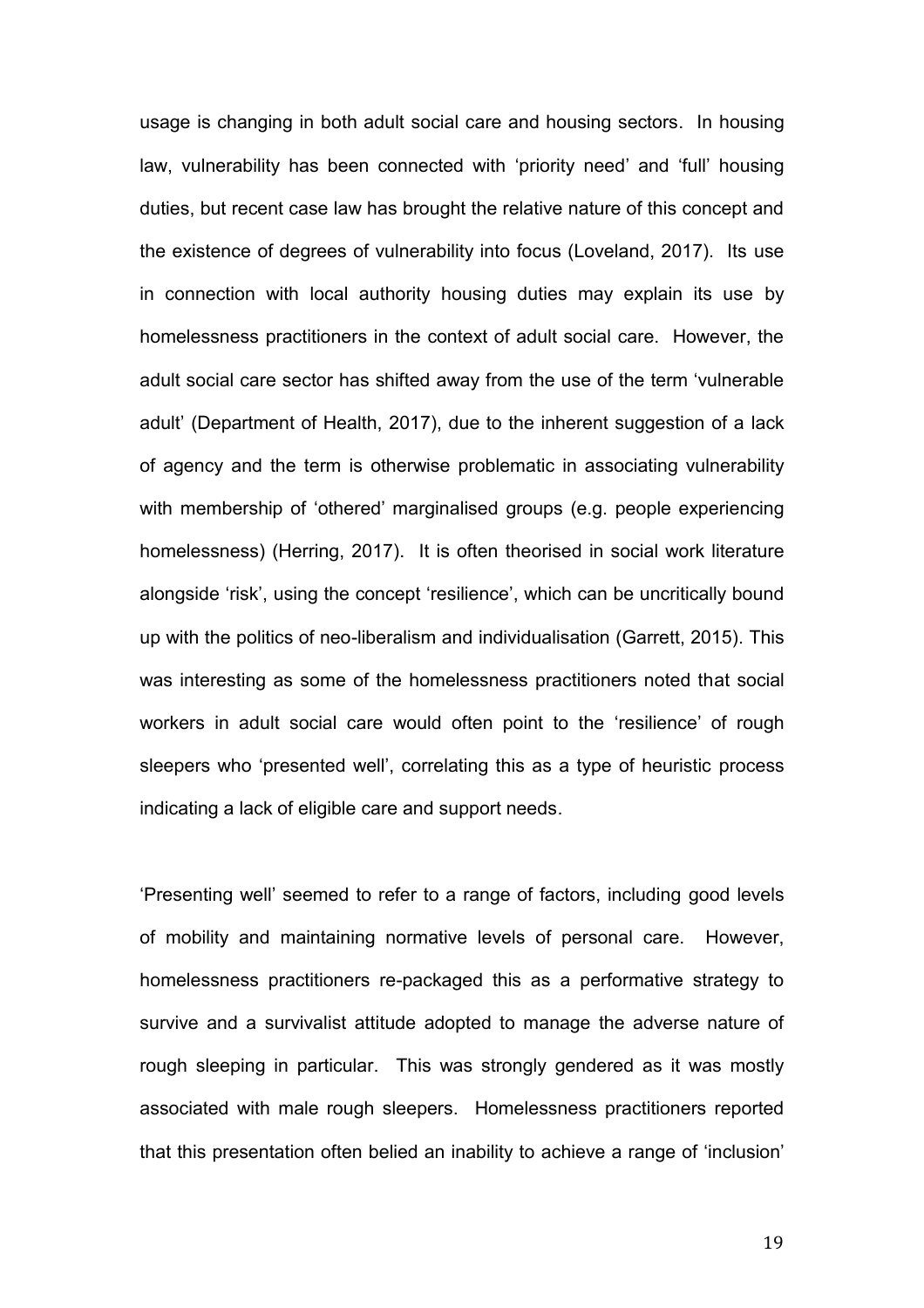usage is changing in both adult social care and housing sectors. In housing law, vulnerability has been connected with 'priority need' and 'full' housing duties, but recent case law has brought the relative nature of this concept and the existence of degrees of vulnerability into focus (Loveland, 2017). Its use in connection with local authority housing duties may explain its use by homelessness practitioners in the context of adult social care. However, the adult social care sector has shifted away from the use of the term 'vulnerable adult' (Department of Health, 2017), due to the inherent suggestion of a lack of agency and the term is otherwise problematic in associating vulnerability with membership of 'othered' marginalised groups (e.g. people experiencing homelessness) (Herring, 2017). It is often theorised in social work literature alongside 'risk', using the concept 'resilience', which can be uncritically bound up with the politics of neo-liberalism and individualisation (Garrett, 2015). This was interesting as some of the homelessness practitioners noted that social workers in adult social care would often point to the 'resilience' of rough sleepers who 'presented well', correlating this as a type of heuristic process indicating a lack of eligible care and support needs.

'Presenting well' seemed to refer to a range of factors, including good levels of mobility and maintaining normative levels of personal care. However, homelessness practitioners re-packaged this as a performative strategy to survive and a survivalist attitude adopted to manage the adverse nature of rough sleeping in particular. This was strongly gendered as it was mostly associated with male rough sleepers. Homelessness practitioners reported that this presentation often belied an inability to achieve a range of 'inclusion'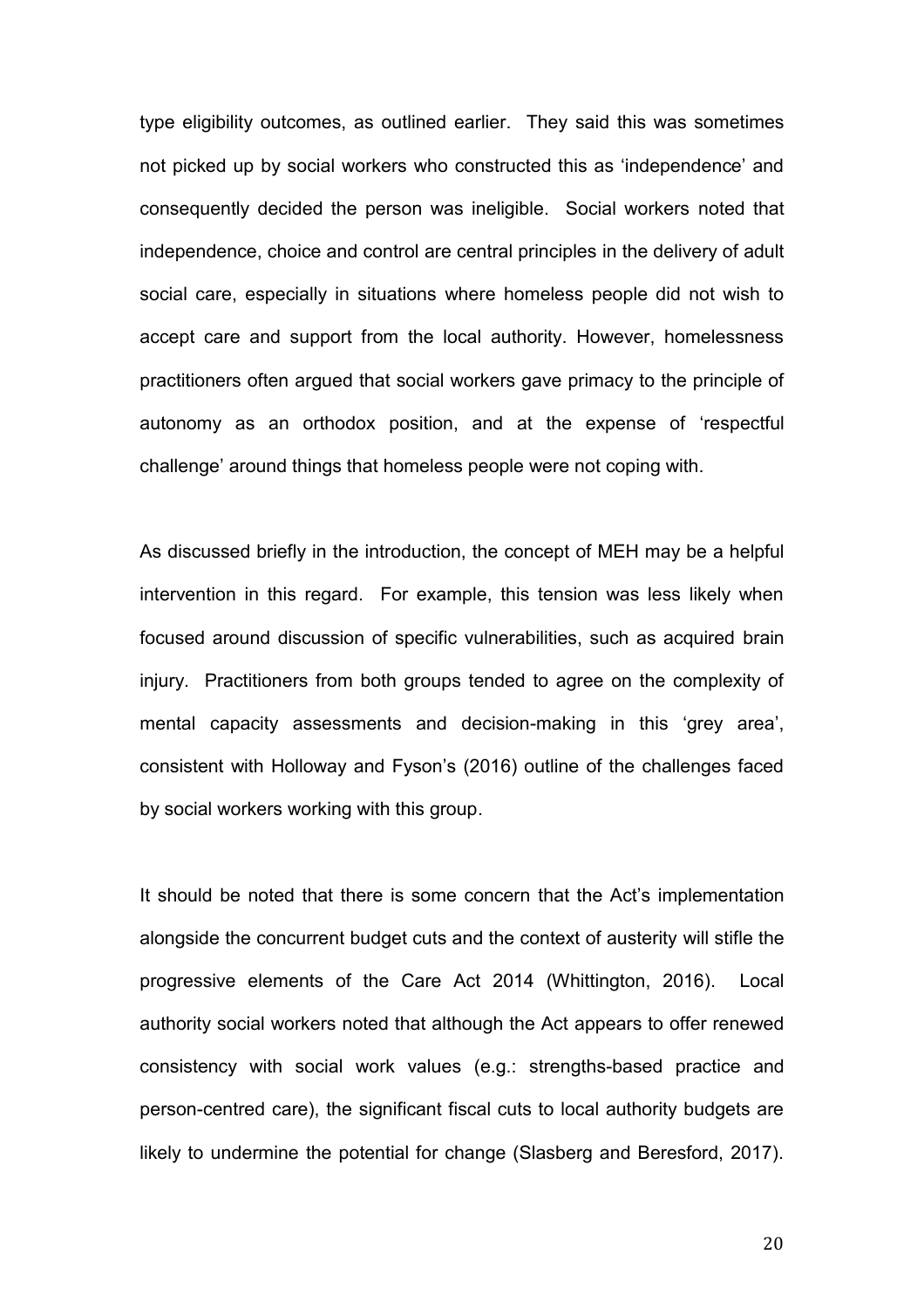type eligibility outcomes, as outlined earlier. They said this was sometimes not picked up by social workers who constructed this as 'independence' and consequently decided the person was ineligible. Social workers noted that independence, choice and control are central principles in the delivery of adult social care, especially in situations where homeless people did not wish to accept care and support from the local authority. However, homelessness practitioners often argued that social workers gave primacy to the principle of autonomy as an orthodox position, and at the expense of 'respectful challenge' around things that homeless people were not coping with.

As discussed briefly in the introduction, the concept of MEH may be a helpful intervention in this regard. For example, this tension was less likely when focused around discussion of specific vulnerabilities, such as acquired brain injury. Practitioners from both groups tended to agree on the complexity of mental capacity assessments and decision-making in this 'grey area', consistent with Holloway and Fyson's (2016) outline of the challenges faced by social workers working with this group.

It should be noted that there is some concern that the Act's implementation alongside the concurrent budget cuts and the context of austerity will stifle the progressive elements of the Care Act 2014 (Whittington, 2016). Local authority social workers noted that although the Act appears to offer renewed consistency with social work values (e.g.: strengths-based practice and person-centred care), the significant fiscal cuts to local authority budgets are likely to undermine the potential for change (Slasberg and Beresford, 2017).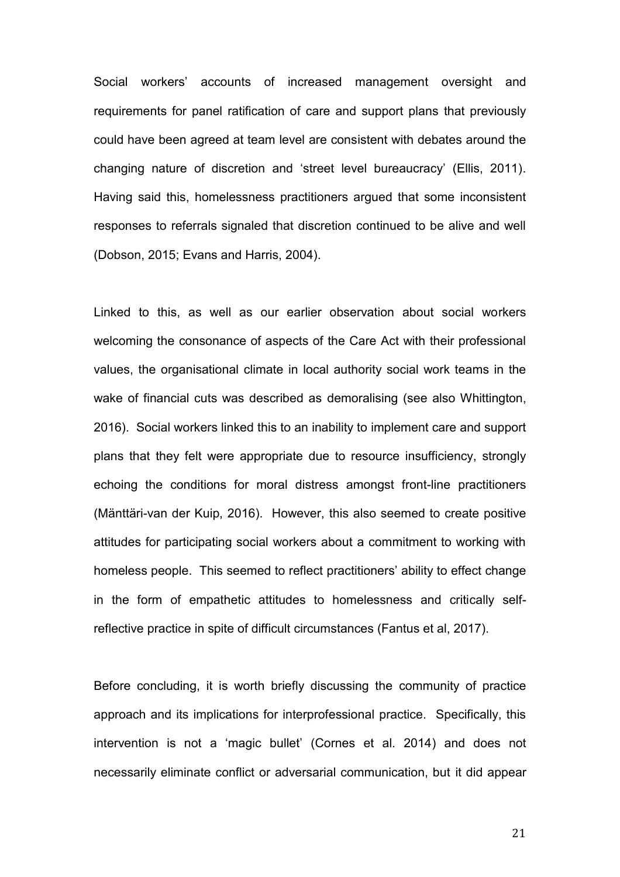Social workers' accounts of increased management oversight and requirements for panel ratification of care and support plans that previously could have been agreed at team level are consistent with debates around the changing nature of discretion and 'street level bureaucracy' (Ellis, 2011). Having said this, homelessness practitioners argued that some inconsistent responses to referrals signaled that discretion continued to be alive and well (Dobson, 2015; Evans and Harris, 2004).

Linked to this, as well as our earlier observation about social workers welcoming the consonance of aspects of the Care Act with their professional values, the organisational climate in local authority social work teams in the wake of financial cuts was described as demoralising (see also Whittington, 2016). Social workers linked this to an inability to implement care and support plans that they felt were appropriate due to resource insufficiency, strongly echoing the conditions for moral distress amongst front-line practitioners (Mänttäri-van der Kuip, 2016). However, this also seemed to create positive attitudes for participating social workers about a commitment to working with homeless people. This seemed to reflect practitioners' ability to effect change in the form of empathetic attitudes to homelessness and critically self-reflective practice in spite of difficult circumstances (Fantus et al, 2017).

Before concluding, it is worth briefly discussing the community of practice approach and its implications for interprofessional practice. Specifically, this intervention is not a 'magic bullet' (Cornes et al. 2014) and does not necessarily eliminate conflict or adversarial communication, but it did appear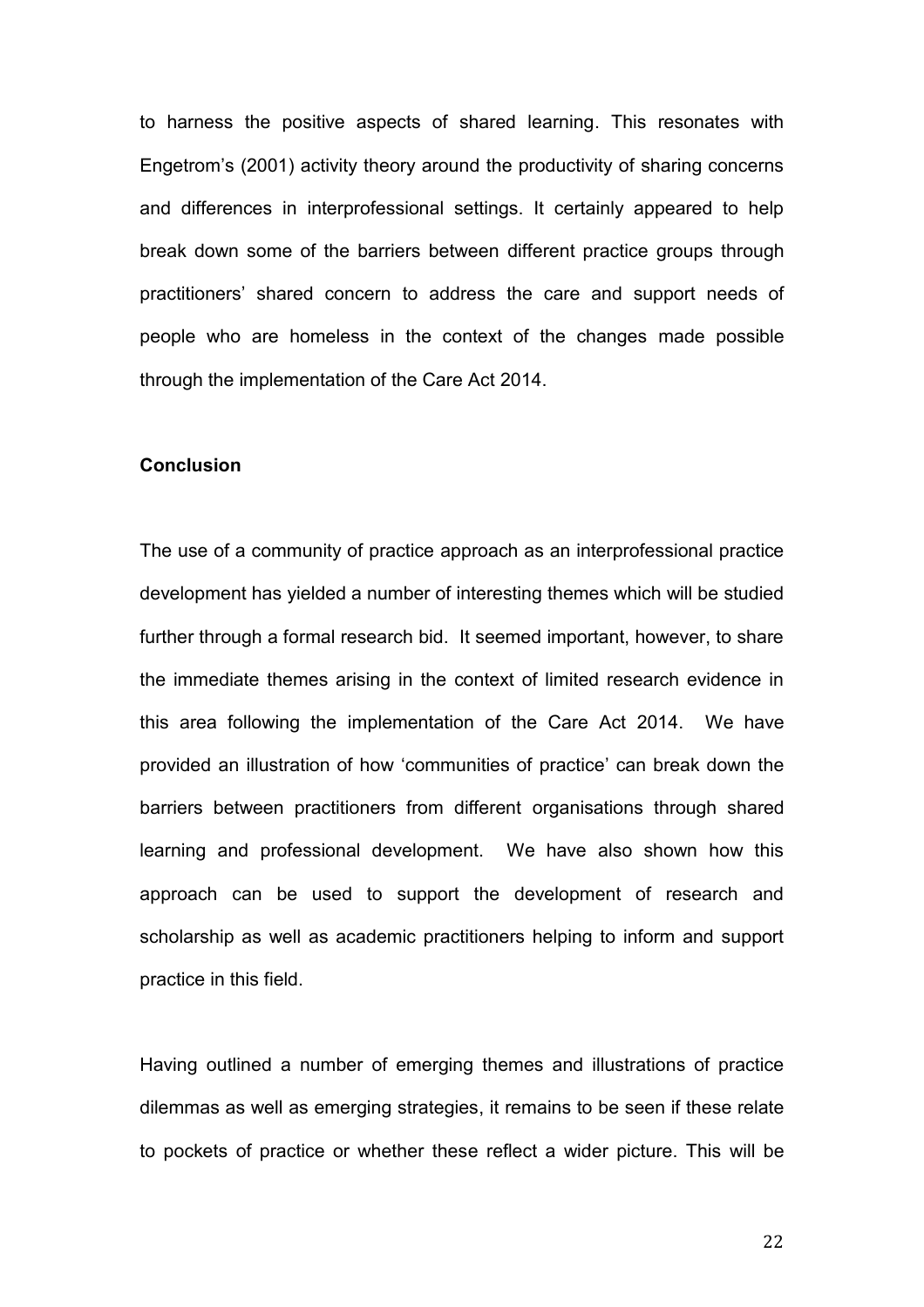to harness the positive aspects of shared learning. This resonates with Engetrom's (2001) activity theory around the productivity of sharing concerns and differences in interprofessional settings. It certainly appeared to help break down some of the barriers between different practice groups through practitioners' shared concern to address the care and support needs of people who are homeless in the context of the changes made possible through the implementation of the Care Act 2014.

**Conclusion**

The use of a community of practice approach as an interprofessional practice development has yielded a number of interesting themes which will be studied further through a formal research bid. It seemed important, however, to share the immediate themes arising in the context of limited research evidence in this area following the implementation of the Care Act 2014. We have provided an illustration of how 'communities of practice' can break down the barriers between practitioners from different organisations through shared learning and professional development. We have also shown how this approach can be used to support the development of research and scholarship as well as academic practitioners helping to inform and support practice in this field.

Having outlined a number of emerging themes and illustrations of practice dilemmas as well as emerging strategies, it remains to be seen if these relate to pockets of practice or whether these reflect a wider picture. This will be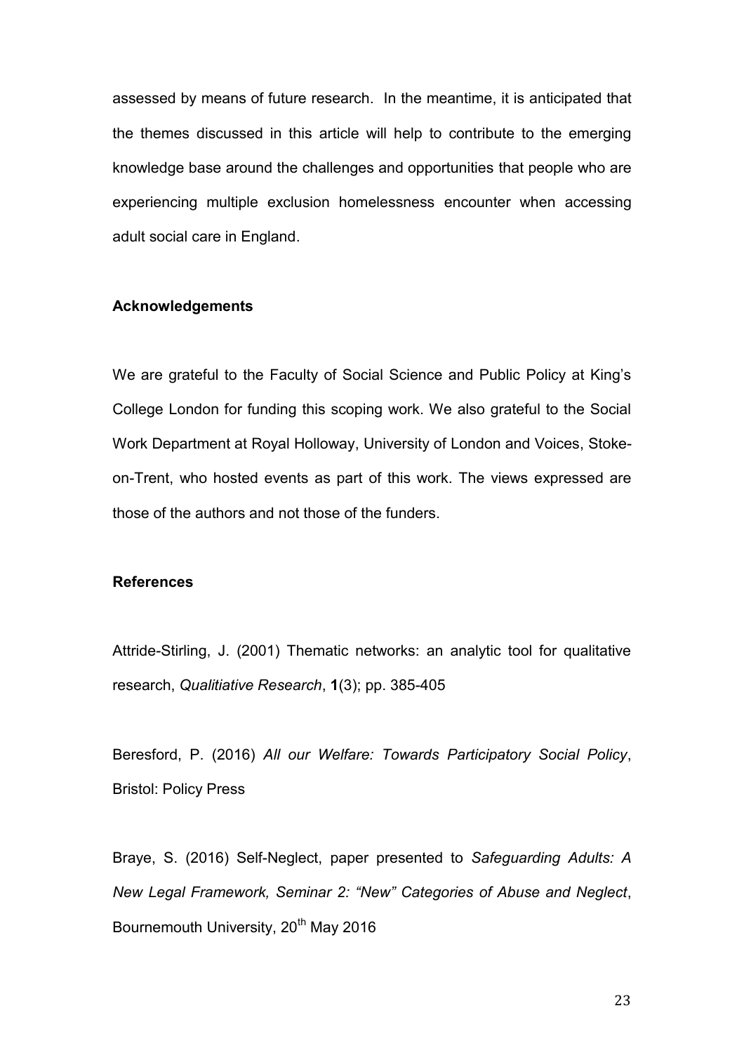assessed by means of future research. In the meantime, it is anticipated that the themes discussed in this article will help to contribute to the emerging knowledge base around the challenges and opportunities that people who are experiencing multiple exclusion homelessness encounter when accessing adult social care in England.

### Acknowledgements

We are grateful to the Faculty of Social Science and Public Policy at King's College London for funding this scoping work. We also grateful to the Social Work Department at Royal Holloway, University of London and Voices, Stoke-on-Trent, who hosted events as part of this work. The views expressed are those of the authors and not those of the funders.

### References

Attride-Stirling, J. (2001) Thematic networks: an analytic tool for qualitative research, *Qualitiative Research*, **1**(3); pp. 385-405

Beresford, P. (2016) *All our Welfare: Towards Participatory Social Policy*, Bristol: Policy Press

Braye, S. (2016) Self-Neglect, paper presented to *Safeguarding Adults: A New Legal Framework, Seminar 2: "New" Categories of Abuse and Neglect*, Bournemouth University, 20th May 2016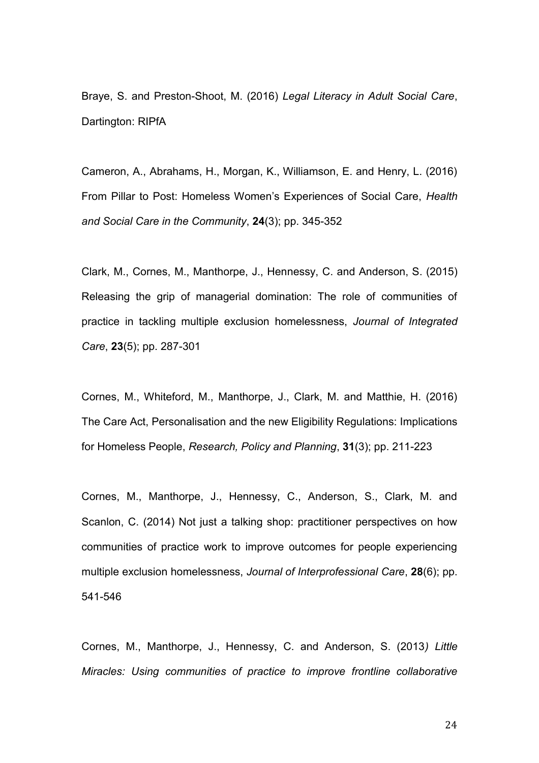Braye, S. and Preston-Shoot, M. (2016) *Legal Literacy in Adult Social Care*, Dartington: RIPfA

Cameron, A., Abrahams, H., Morgan, K., Williamson, E. and Henry, L. (2016) From Pillar to Post: Homeless Women's Experiences of Social Care, *Health and Social Care in the Community*, **24**(3); pp. 345-352

Clark, M., Cornes, M., Manthorpe, J., Hennessy, C. and Anderson, S. (2015) Releasing the grip of managerial domination: The role of communities of practice in tackling multiple exclusion homelessness, *Journal of Integrated Care*, **23**(5); pp. 287-301

Cornes, M., Whiteford, M., Manthorpe, J., Clark, M. and Matthie, H. (2016) The Care Act, Personalisation and the new Eligibility Regulations: Implications for Homeless People, *Research, Policy and Planning*, **31**(3); pp. 211-223

Cornes, M., Manthorpe, J., Hennessy, C., Anderson, S., Clark, M. and Scanlon, C. (2014) Not just a talking shop: practitioner perspectives on how communities of practice work to improve outcomes for people experiencing multiple exclusion homelessness, *Journal of Interprofessional Care*, **28**(6); pp. 541-546

Cornes, M., Manthorpe, J., Hennessy, C. and Anderson, S. (2013*) Little Miracles: Using communities of practice to improve frontline collaborative*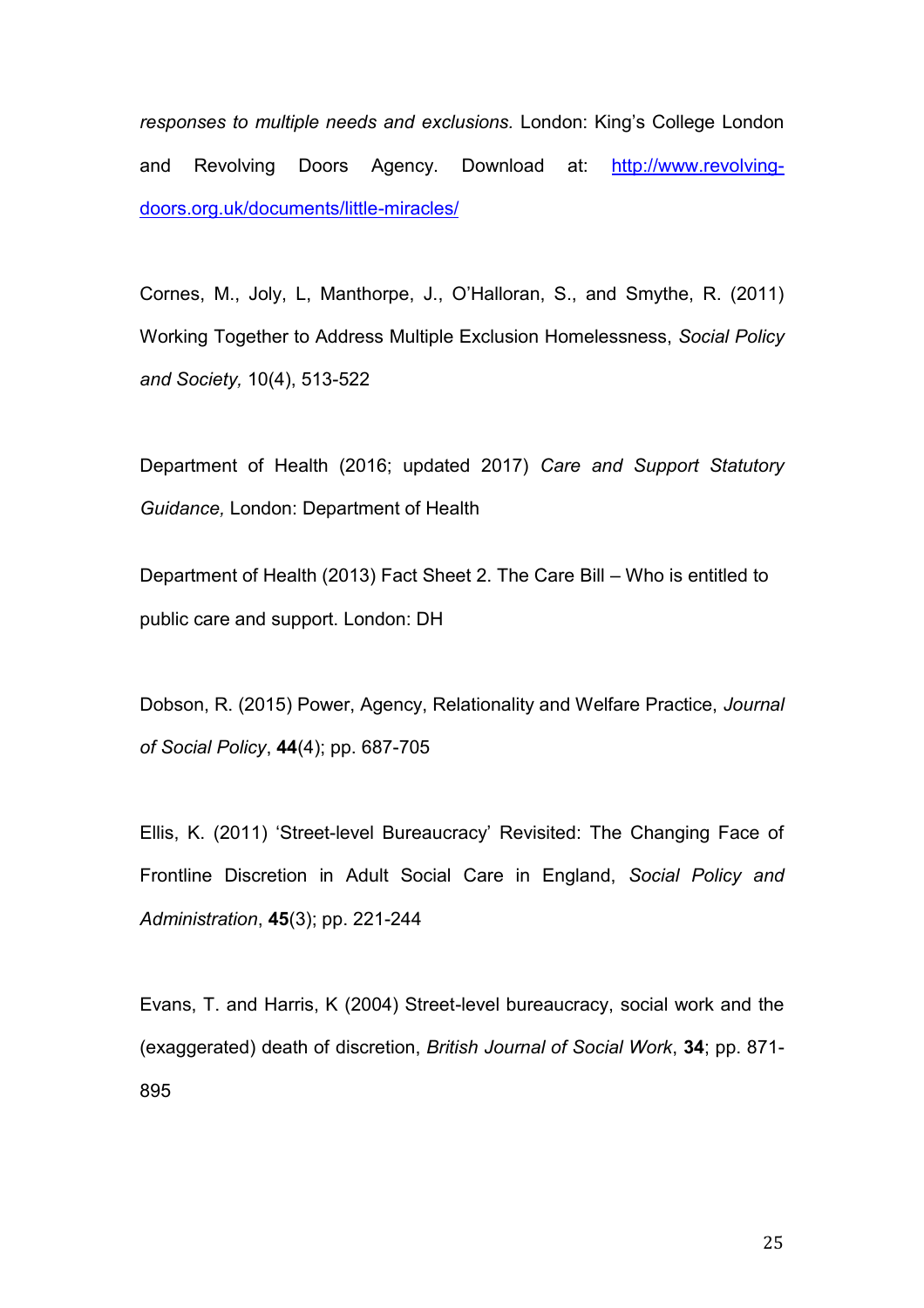*responses to multiple needs and exclusions.* London: King's College London and Revolving Doors Agency. Download at: [http://www.revolving-doors.org.uk/documents/little-miracles/](http://www.revolving-doors.org.uk/documents/little-miracles/)

Cornes, M., Joly, L, Manthorpe, J., O'Halloran, S., and Smythe, R. (2011) Working Together to Address Multiple Exclusion Homelessness, *Social Policy and Society,* 10(4), 513-522

Department of Health (2016; updated 2017) *Care and Support Statutory Guidance,* London: Department of Health

Department of Health (2013) Fact Sheet 2. The Care Bill – Who is entitled to public care and support. London: DH

Dobson, R. (2015) Power, Agency, Relationality and Welfare Practice, *Journal of Social Policy*, **44**(4); pp. 687-705

Ellis, K. (2011) 'Street-level Bureaucracy' Revisited: The Changing Face of Frontline Discretion in Adult Social Care in England, *Social Policy and Administration*, **45**(3); pp. 221-244

Evans, T. and Harris, K (2004) Street-level bureaucracy, social work and the (exaggerated) death of discretion, *British Journal of Social Work*, **34**; pp. 871-895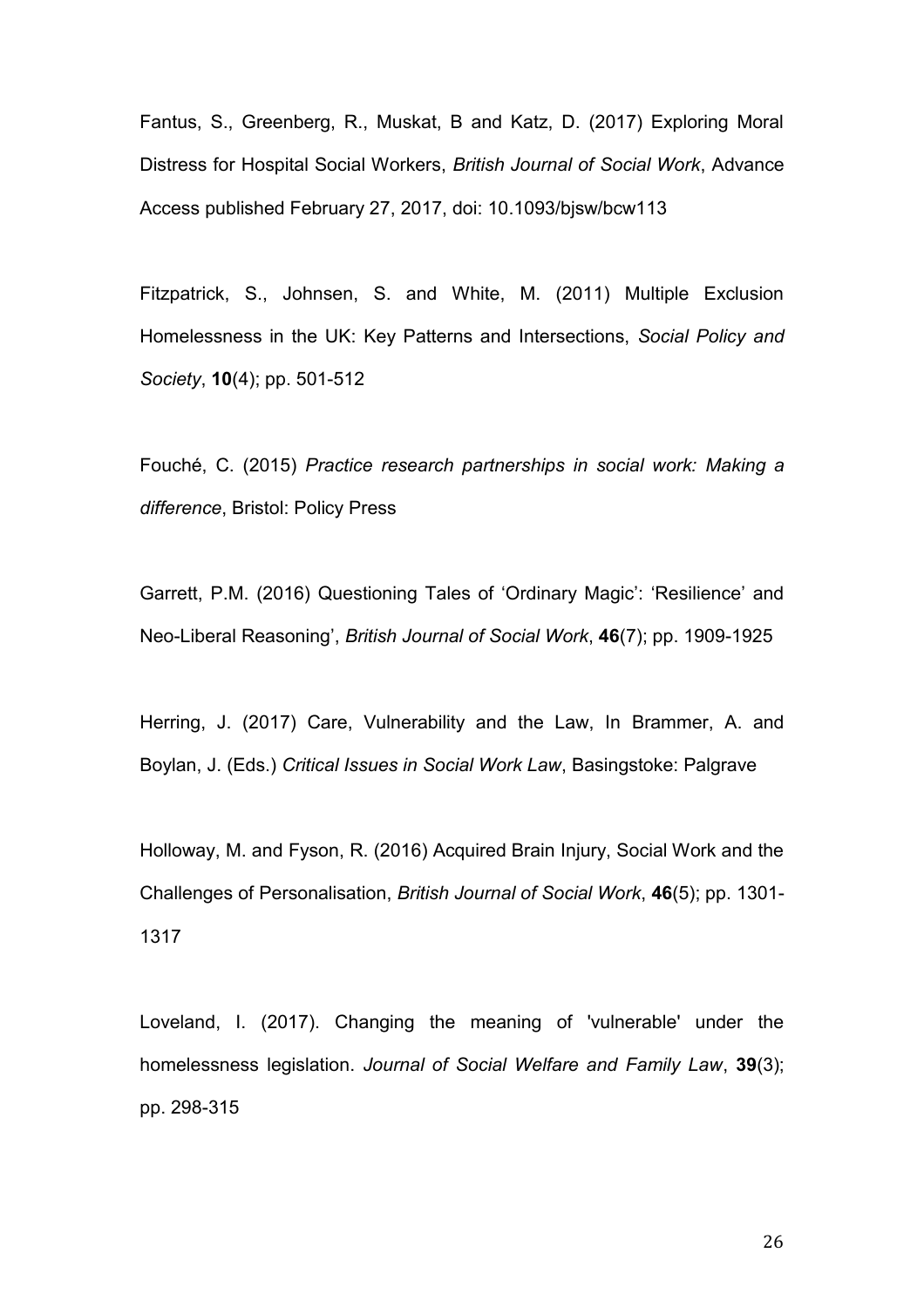Fantus, S., Greenberg, R., Muskat, B and Katz, D. (2017) Exploring Moral Distress for Hospital Social Workers, *British Journal of Social Work*, Advance Access published February 27, 2017, doi: 10.1093/bjsw/bcw113

Fitzpatrick, S., Johnsen, S. and White, M. (2011) Multiple Exclusion Homelessness in the UK: Key Patterns and Intersections, *Social Policy and Society*, **10**(4); pp. 501-512

Fouché, C. (2015) *Practice research partnerships in social work: Making a difference*, Bristol: Policy Press

Garrett, P.M. (2016) Questioning Tales of 'Ordinary Magic': 'Resilience' and Neo-Liberal Reasoning', *British Journal of Social Work*, **46**(7); pp. 1909-1925

Herring, J. (2017) Care, Vulnerability and the Law, In Brammer, A. and Boylan, J. (Eds.) *Critical Issues in Social Work Law*, Basingstoke: Palgrave

Holloway, M. and Fyson, R. (2016) Acquired Brain Injury, Social Work and the Challenges of Personalisation, *British Journal of Social Work*, **46**(5); pp. 1301-1317

Loveland, I. (2017). Changing the meaning of 'vulnerable' under the homelessness legislation. *Journal of Social Welfare and Family Law*, **39**(3); pp. 298-315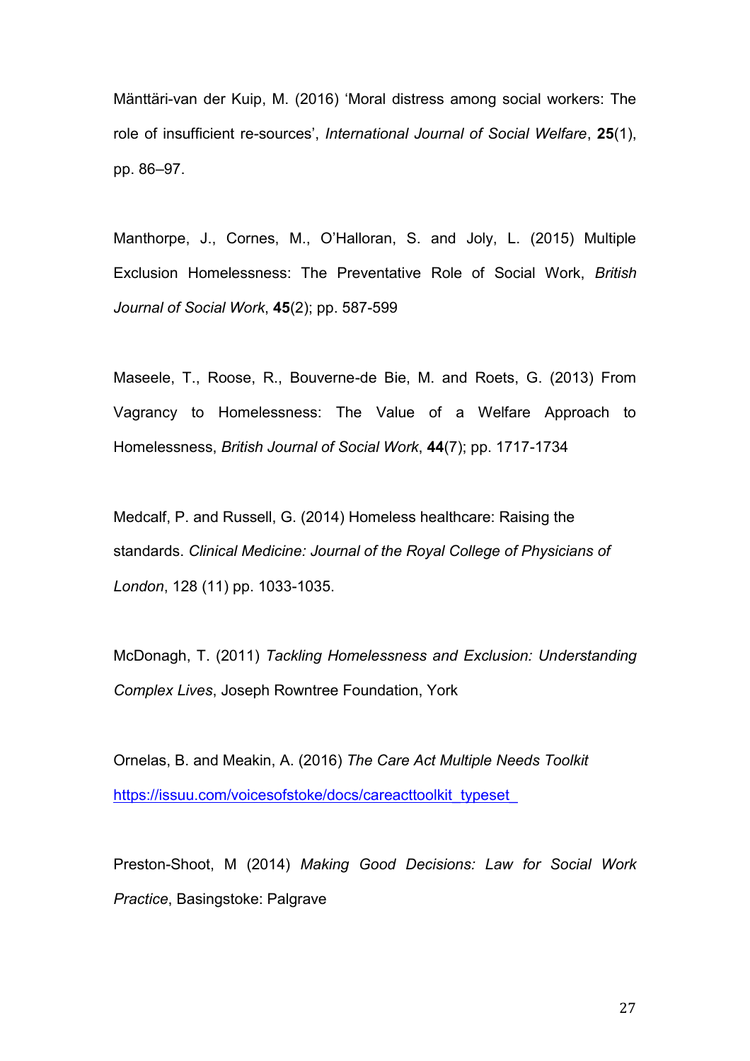Mänttäri-van der Kuip, M. (2016) 'Moral distress among social workers: The role of insufficient re-sources', *International Journal of Social Welfare*, **25**(1), pp. 86–97.

Manthorpe, J., Cornes, M., O'Halloran, S. and Joly, L. (2015) Multiple Exclusion Homelessness: The Preventative Role of Social Work, *British Journal of Social Work*, **45**(2); pp. 587-599

Maseele, T., Roose, R., Bouverne-de Bie, M. and Roets, G. (2013) From Vagrancy to Homelessness: The Value of a Welfare Approach to Homelessness, *British Journal of Social Work*, **44**(7); pp. 1717-1734

Medcalf, P. and Russell, G. (2014) Homeless healthcare: Raising the standards. *Clinical Medicine: Journal of the Royal College of Physicians of London*, 128 (11) pp. 1033-1035.

McDonagh, T. (2011) *Tackling Homelessness and Exclusion: Understanding Complex Lives*, Joseph Rowntree Foundation, York

Ornelas, B. and Meakin, A. (2016) *The Care Act Multiple Needs Toolkit* https://issuu.com/voicesofstoke/docs/careacttoolkit_typeset_

Preston-Shoot, M (2014) *Making Good Decisions: Law for Social Work Practice*, Basingstoke: Palgrave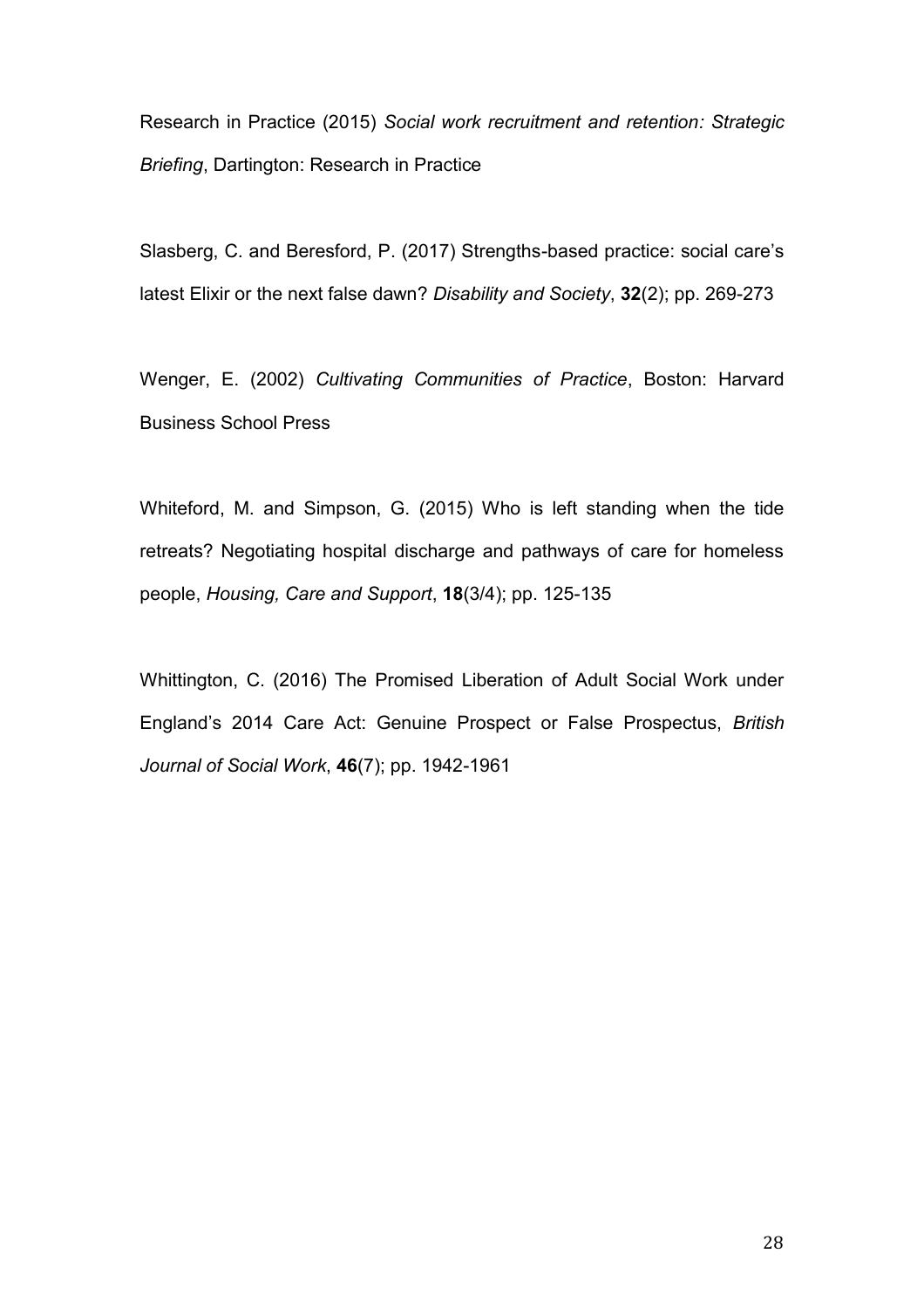Research in Practice (2015) *Social work recruitment and retention: Strategic Briefing*, Dartington: Research in Practice

Slasberg, C. and Beresford, P. (2017) Strengths-based practice: social care's latest Elixir or the next false dawn? *Disability and Society*, **32**(2); pp. 269-273

Wenger, E. (2002) *Cultivating Communities of Practice*, Boston: Harvard Business School Press

Whiteford, M. and Simpson, G. (2015) Who is left standing when the tide retreats? Negotiating hospital discharge and pathways of care for homeless people, *Housing, Care and Support*, **18**(3/4); pp. 125-135

Whittington, C. (2016) The Promised Liberation of Adult Social Work under England's 2014 Care Act: Genuine Prospect or False Prospectus, *British Journal of Social Work*, **46**(7); pp. 1942-1961